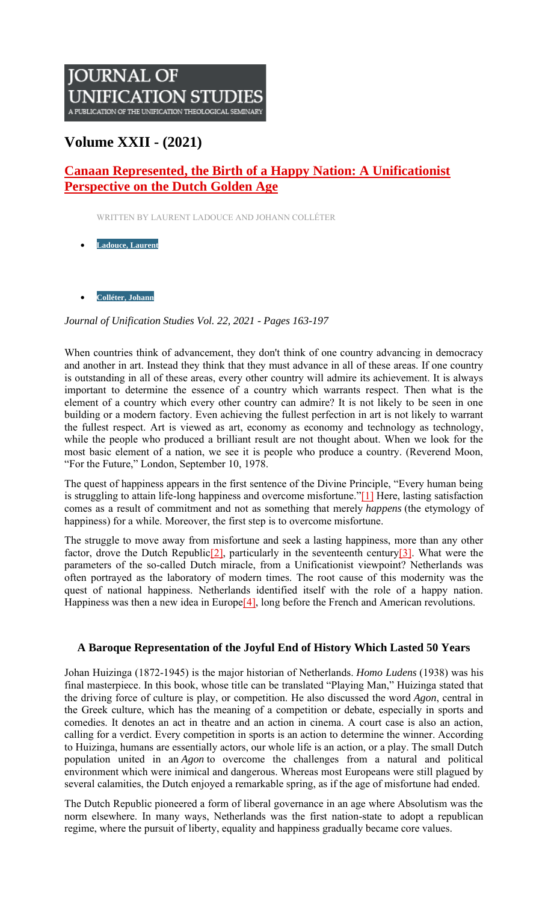# JOURNAL OF UNIFICATION STUDIES

A PUBLICATION OF THE UNIFICATION THEOLOGICAL SEMINARY

## Volume XXII - (2021)

## Canaan Represented, the Birth of a Happy Nation: A Unificationist Perspective on the Dutch Golden Age

WRITTEN BY LAURENT LADOUCE AND JOHANN COLLÉTER

- Ladouce, Laurent
- Colléter, Johann

*Journal of Unification Studies Vol. 22, 2021 - Pages 163-197*

When countries think of advancement, they don't think of one country advancing in democracy and another in art. Instead they think that they must advance in all of these areas. If one country is outstanding in all of these areas, every other country will admire its achievement. It is always important to determine the essence of a country which warrants respect. Then what is the element of a country which every other country can admire? It is not likely to be seen in one building or a modern factory. Even achieving the fullest perfection in art is not likely to warrant the fullest respect. Art is viewed as art, economy as economy and technology as technology, while the people who produced a brilliant result are not thought about. When we look for the most basic element of a nation, we see it is people who produce a country. (Reverend Moon, "For the Future," London, September 10, 1978.

The quest of happiness appears in the first sentence of the Divine Principle, "Every human being is struggling to attain life-long happiness and overcome misfortune."[1] Here, lasting satisfaction comes as a result of commitment and not as something that merely *happens* (the etymology of happiness) for a while. Moreover, the first step is to overcome misfortune.

The struggle to move away from misfortune and seek a lasting happiness, more than any other factor, drove the Dutch Republic[2], particularly in the seventeenth century[3]. What were the parameters of the so-called Dutch miracle, from a Unificationist viewpoint? Netherlands was often portrayed as the laboratory of modern times. The root cause of this modernity was the quest of national happiness. Netherlands identified itself with the role of a happy nation. Happiness was then a new idea in Europe[4], long before the French and American revolutions.

### A Baroque Representation of the Joyful End of History Which Lasted 50 Years

Johan Huizinga (1872-1945) is the major historian of Netherlands. *Homo Ludens* (1938) was his final masterpiece. In this book, whose title can be translated "Playing Man," Huizinga stated that the driving force of culture is play, or competition. He also discussed the word *Agon*, central in the Greek culture, which has the meaning of a competition or debate, especially in sports and comedies. It denotes an act in theatre and an action in cinema. A court case is also an action, calling for a verdict. Every competition in sports is an action to determine the winner. According to Huizinga, humans are essentially actors, our whole life is an action, or a play. The small Dutch population united in an *Agon* to overcome the challenges from a natural and political environment which were inimical and dangerous. Whereas most Europeans were still plagued by several calamities, the Dutch enjoyed a remarkable spring, as if the age of misfortune had ended.

The Dutch Republic pioneered a form of liberal governance in an age where Absolutism was the norm elsewhere. In many ways, Netherlands was the first nation-state to adopt a republican regime, where the pursuit of liberty, equality and happiness gradually became core values.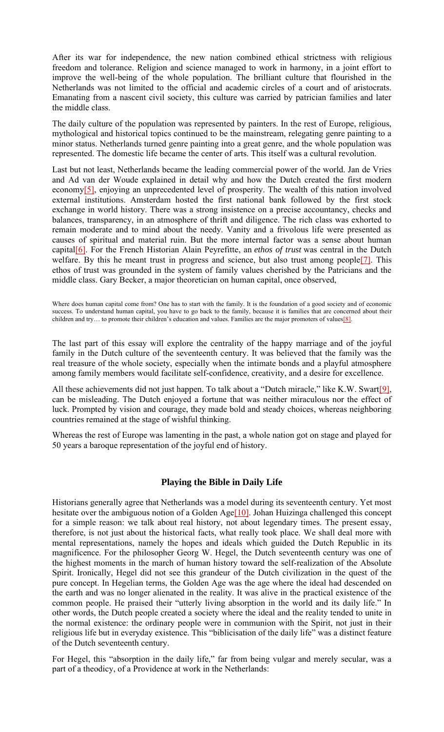After its war for independence, the new nation combined ethical strictness with religious freedom and tolerance. Religion and science managed to work in harmony, in a joint effort to improve the well-being of the whole population. The brilliant culture that flourished in the Netherlands was not limited to the official and academic circles of a court and of aristocrats. Emanating from a nascent civil society, this culture was carried by patrician families and later the middle class.

The daily culture of the population was represented by painters. In the rest of Europe, religious, mythological and historical topics continued to be the mainstream, relegating genre painting to a minor status. Netherlands turned genre painting into a great genre, and the whole population was represented. The domestic life became the center of arts. This itself was a cultural revolution.

Last but not least, Netherlands became the leading commercial power of the world. Jan de Vries and Ad van der Woude explained in detail why and how the Dutch created the first modern economy[5], enjoying an unprecedented level of prosperity. The wealth of this nation involved external institutions. Amsterdam hosted the first national bank followed by the first stock exchange in world history. There was a strong insistence on a precise accountancy, checks and balances, transparency, in an atmosphere of thrift and diligence. The rich class was exhorted to remain moderate and to mind about the needy. Vanity and a frivolous life were presented as causes of spiritual and material ruin. But the more internal factor was a sense about human capital[6]. For the French Historian Alain Peyrefitte, an *ethos of trust* was central in the Dutch welfare. By this he meant trust in progress and science, but also trust among people[7]. This ethos of trust was grounded in the system of family values cherished by the Patricians and the middle class. Gary Becker, a major theoretician on human capital, once observed,

> Where does human capital come from? One has to start with the family. It is the foundation of a good society and of economic success. To understand human capital, you have to go back to the family, because it is families that are concerned about their children and try… to promote their children's education and values. Families are the major promoters of values[8].

The last part of this essay will explore the centrality of the happy marriage and of the joyful family in the Dutch culture of the seventeenth century. It was believed that the family was the real treasure of the whole society, especially when the intimate bonds and a playful atmosphere among family members would facilitate self-confidence, creativity, and a desire for excellence.

All these achievements did not just happen. To talk about a "Dutch miracle," like K.W. Swart[9], can be misleading. The Dutch enjoyed a fortune that was neither miraculous nor the effect of luck. Prompted by vision and courage, they made bold and steady choices, whereas neighboring countries remained at the stage of wishful thinking.

Whereas the rest of Europe was lamenting in the past, a whole nation got on stage and played for 50 years a baroque representation of the joyful end of history.

## Playing the Bible in Daily Life

Historians generally agree that Netherlands was a model during its seventeenth century. Yet most hesitate over the ambiguous notion of a Golden Age[10]. Johan Huizinga challenged this concept for a simple reason: we talk about real history, not about legendary times. The present essay, therefore, is not just about the historical facts, what really took place. We shall deal more with mental representations, namely the hopes and ideals which guided the Dutch Republic in its magnificence. For the philosopher Georg W. Hegel, the Dutch seventeenth century was one of the highest moments in the march of human history toward the self-realization of the Absolute Spirit. Ironically, Hegel did not see this grandeur of the Dutch civilization in the quest of the pure concept. In Hegelian terms, the Golden Age was the age where the ideal had descended on the earth and was no longer alienated in the reality. It was alive in the practical existence of the common people. He praised their "utterly living absorption in the world and its daily life." In other words, the Dutch people created a society where the ideal and the reality tended to unite in the normal existence: the ordinary people were in communion with the Spirit, not just in their religious life but in everyday existence. This "biblicisation of the daily life" was a distinct feature of the Dutch seventeenth century.

For Hegel, this "absorption in the daily life," far from being vulgar and merely secular, was a part of a theodicy, of a Providence at work in the Netherlands: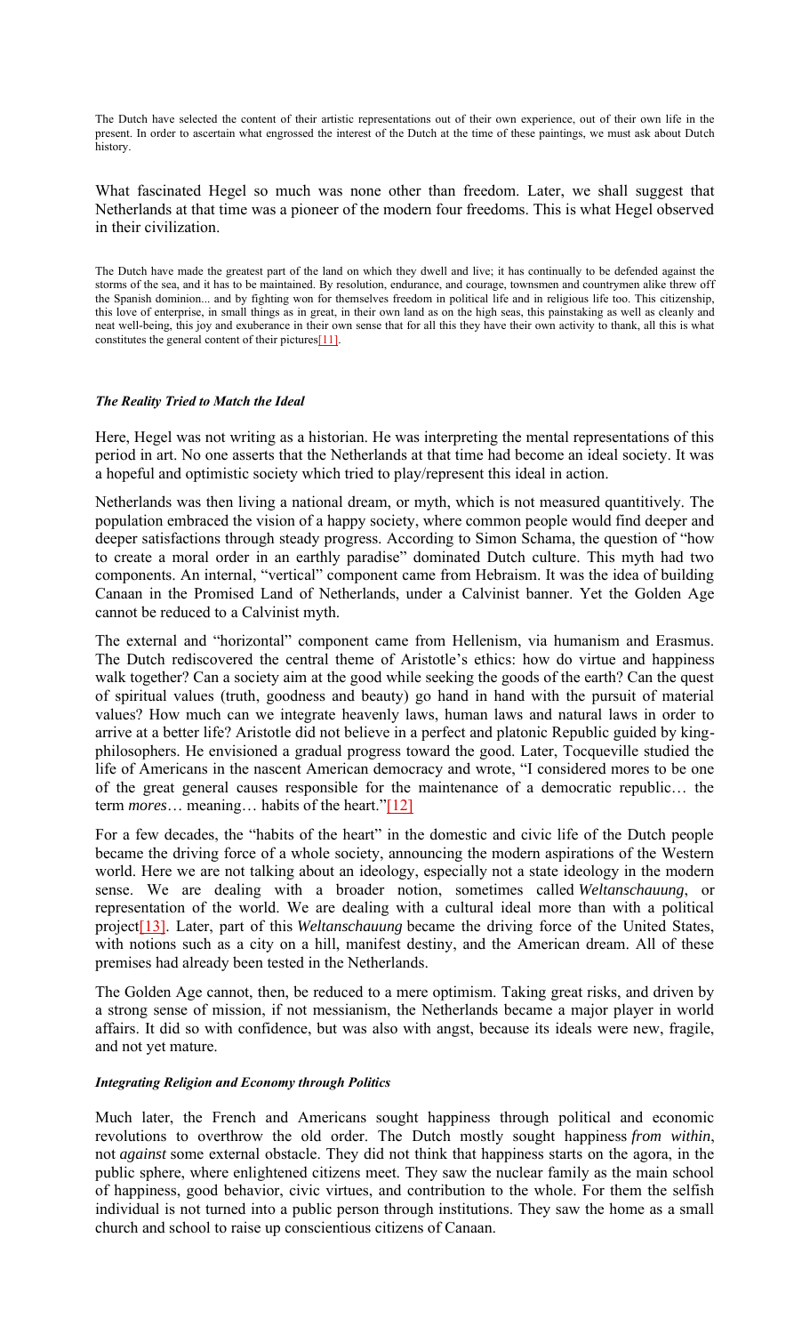The Dutch have selected the content of their artistic representations out of their own experience, out of their own life in the present. In order to ascertain what engrossed the interest of the Dutch at the time of these paintings, we must ask about Dutch history.

What fascinated Hegel so much was none other than freedom. Later, we shall suggest that Netherlands at that time was a pioneer of the modern four freedoms. This is what Hegel observed in their civilization.

The Dutch have made the greatest part of the land on which they dwell and live; it has continually to be defended against the storms of the sea, and it has to be maintained. By resolution, endurance, and courage, townsmen and countrymen alike threw off the Spanish dominion... and by fighting won for themselves freedom in political life and in religious life too. This citizenship, this love of enterprise, in small things as in great, in their own land as on the high seas, this painstaking as well as cleanly and neat well-being, this joy and exuberance in their own sense that for all this they have their own activity to thank, all this is what constitutes the general content of their pictures[11].

***The Reality Tried to Match the Ideal***

Here, Hegel was not writing as a historian. He was interpreting the mental representations of this period in art. No one asserts that the Netherlands at that time had become an ideal society. It was a hopeful and optimistic society which tried to play/represent this ideal in action.

Netherlands was then living a national dream, or myth, which is not measured quantitively. The population embraced the vision of a happy society, where common people would find deeper and deeper satisfactions through steady progress. According to Simon Schama, the question of "how to create a moral order in an earthly paradise" dominated Dutch culture. This myth had two components. An internal, "vertical" component came from Hebraism. It was the idea of building Canaan in the Promised Land of Netherlands, under a Calvinist banner. Yet the Golden Age cannot be reduced to a Calvinist myth.

The external and "horizontal" component came from Hellenism, via humanism and Erasmus. The Dutch rediscovered the central theme of Aristotle's ethics: how do virtue and happiness walk together? Can a society aim at the good while seeking the goods of the earth? Can the quest of spiritual values (truth, goodness and beauty) go hand in hand with the pursuit of material values? How much can we integrate heavenly laws, human laws and natural laws in order to arrive at a better life? Aristotle did not believe in a perfect and platonic Republic guided by king-philosophers. He envisioned a gradual progress toward the good. Later, Tocqueville studied the life of Americans in the nascent American democracy and wrote, "I considered mores to be one of the great general causes responsible for the maintenance of a democratic republic… the term *mores*… meaning… habits of the heart."[12]

For a few decades, the "habits of the heart" in the domestic and civic life of the Dutch people became the driving force of a whole society, announcing the modern aspirations of the Western world. Here we are not talking about an ideology, especially not a state ideology in the modern sense. We are dealing with a broader notion, sometimes called *Weltanschauung*, or representation of the world. We are dealing with a cultural ideal more than with a political project[13]. Later, part of this *Weltanschauung* became the driving force of the United States, with notions such as a city on a hill, manifest destiny, and the American dream. All of these premises had already been tested in the Netherlands.

The Golden Age cannot, then, be reduced to a mere optimism. Taking great risks, and driven by a strong sense of mission, if not messianism, the Netherlands became a major player in world affairs. It did so with confidence, but was also with angst, because its ideals were new, fragile, and not yet mature.

***Integrating Religion and Economy through Politics***

Much later, the French and Americans sought happiness through political and economic revolutions to overthrow the old order. The Dutch mostly sought happiness *from within*, not *against* some external obstacle. They did not think that happiness starts on the agora, in the public sphere, where enlightened citizens meet. They saw the nuclear family as the main school of happiness, good behavior, civic virtues, and contribution to the whole. For them the selfish individual is not turned into a public person through institutions. They saw the home as a small church and school to raise up conscientious citizens of Canaan.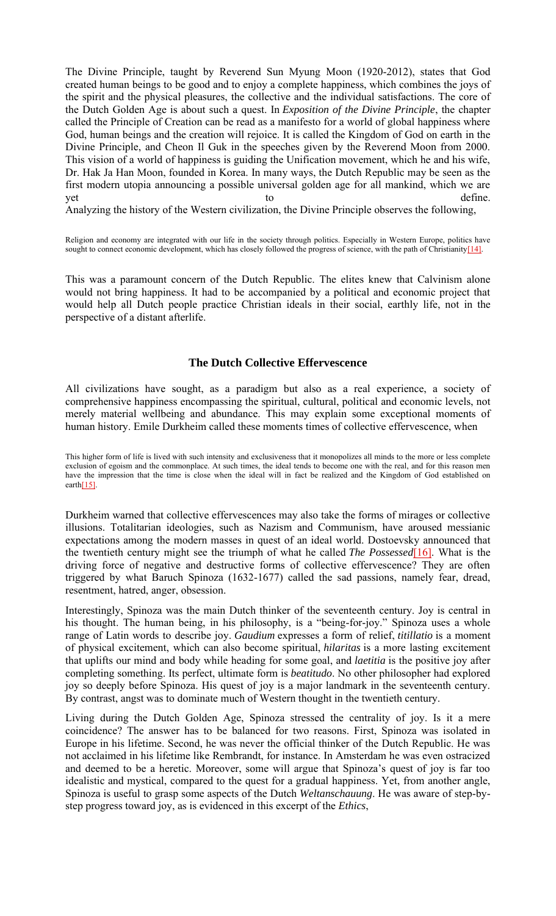The Divine Principle, taught by Reverend Sun Myung Moon (1920-2012), states that God created human beings to be good and to enjoy a complete happiness, which combines the joys of the spirit and the physical pleasures, the collective and the individual satisfactions. The core of the Dutch Golden Age is about such a quest. In *Exposition of the Divine Principle*, the chapter called the Principle of Creation can be read as a manifesto for a world of global happiness where God, human beings and the creation will rejoice. It is called the Kingdom of God on earth in the Divine Principle, and Cheon Il Guk in the speeches given by the Reverend Moon from 2000. This vision of a world of happiness is guiding the Unification movement, which he and his wife, Dr. Hak Ja Han Moon, founded in Korea. In many ways, the Dutch Republic may be seen as the first modern utopia announcing a possible universal golden age for all mankind, which we are yet to define.

Analyzing the history of the Western civilization, the Divine Principle observes the following,

> Religion and economy are integrated with our life in the society through politics. Especially in Western Europe, politics have sought to connect economic development, which has closely followed the progress of science, with the path of Christianity[14].

This was a paramount concern of the Dutch Republic. The elites knew that Calvinism alone would not bring happiness. It had to be accompanied by a political and economic project that would help all Dutch people practice Christian ideals in their social, earthly life, not in the perspective of a distant afterlife.

### The Dutch Collective Effervescence

All civilizations have sought, as a paradigm but also as a real experience, a society of comprehensive happiness encompassing the spiritual, cultural, political and economic levels, not merely material wellbeing and abundance. This may explain some exceptional moments of human history. Emile Durkheim called these moments times of collective effervescence, when

> This higher form of life is lived with such intensity and exclusiveness that it monopolizes all minds to the more or less complete exclusion of egoism and the commonplace. At such times, the ideal tends to become one with the real, and for this reason men have the impression that the time is close when the ideal will in fact be realized and the Kingdom of God established on earth[15].

Durkheim warned that collective effervescences may also take the forms of mirages or collective illusions. Totalitarian ideologies, such as Nazism and Communism, have aroused messianic expectations among the modern masses in quest of an ideal world. Dostoevsky announced that the twentieth century might see the triumph of what he called *The Possessed*[16]. What is the driving force of negative and destructive forms of collective effervescence? They are often triggered by what Baruch Spinoza (1632-1677) called the sad passions, namely fear, dread, resentment, hatred, anger, obsession.

Interestingly, Spinoza was the main Dutch thinker of the seventeenth century. Joy is central in his thought. The human being, in his philosophy, is a "being-for-joy." Spinoza uses a whole range of Latin words to describe joy. *Gaudium* expresses a form of relief, *titillatio* is a moment of physical excitement, which can also become spiritual, *hilaritas* is a more lasting excitement that uplifts our mind and body while heading for some goal, and *laetitia* is the positive joy after completing something. Its perfect, ultimate form is *beatitudo*. No other philosopher had explored joy so deeply before Spinoza. His quest of joy is a major landmark in the seventeenth century. By contrast, angst was to dominate much of Western thought in the twentieth century.

Living during the Dutch Golden Age, Spinoza stressed the centrality of joy. Is it a mere coincidence? The answer has to be balanced for two reasons. First, Spinoza was isolated in Europe in his lifetime. Second, he was never the official thinker of the Dutch Republic. He was not acclaimed in his lifetime like Rembrandt, for instance. In Amsterdam he was even ostracized and deemed to be a heretic. Moreover, some will argue that Spinoza's quest of joy is far too idealistic and mystical, compared to the quest for a gradual happiness. Yet, from another angle, Spinoza is useful to grasp some aspects of the Dutch *Weltanschauung*. He was aware of step-by-step progress toward joy, as is evidenced in this excerpt of the *Ethics*,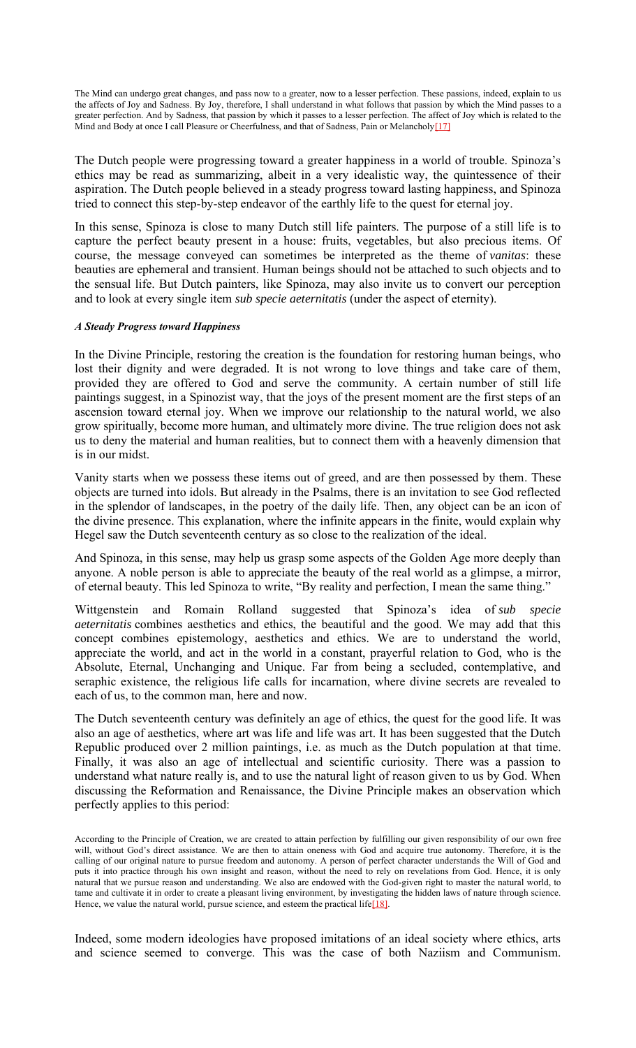> The Mind can undergo great changes, and pass now to a greater, now to a lesser perfection. These passions, indeed, explain to us the affects of Joy and Sadness. By Joy, therefore, I shall understand in what follows that passion by which the Mind passes to a greater perfection. And by Sadness, that passion by which it passes to a lesser perfection. The affect of Joy which is related to the Mind and Body at once I call Pleasure or Cheerfulness, and that of Sadness, Pain or Melancholy[17]

The Dutch people were progressing toward a greater happiness in a world of trouble. Spinoza's ethics may be read as summarizing, albeit in a very idealistic way, the quintessence of their aspiration. The Dutch people believed in a steady progress toward lasting happiness, and Spinoza tried to connect this step-by-step endeavor of the earthly life to the quest for eternal joy.

In this sense, Spinoza is close to many Dutch still life painters. The purpose of a still life is to capture the perfect beauty present in a house: fruits, vegetables, but also precious items. Of course, the message conveyed can sometimes be interpreted as the theme of *vanitas*: these beauties are ephemeral and transient. Human beings should not be attached to such objects and to the sensual life. But Dutch painters, like Spinoza, may also invite us to convert our perception and to look at every single item *sub specie aeternitatis* (under the aspect of eternity).

### *A Steady Progress toward Happiness*

In the Divine Principle, restoring the creation is the foundation for restoring human beings, who lost their dignity and were degraded. It is not wrong to love things and take care of them, provided they are offered to God and serve the community. A certain number of still life paintings suggest, in a Spinozist way, that the joys of the present moment are the first steps of an ascension toward eternal joy. When we improve our relationship to the natural world, we also grow spiritually, become more human, and ultimately more divine. The true religion does not ask us to deny the material and human realities, but to connect them with a heavenly dimension that is in our midst.

Vanity starts when we possess these items out of greed, and are then possessed by them. These objects are turned into idols. But already in the Psalms, there is an invitation to see God reflected in the splendor of landscapes, in the poetry of the daily life. Then, any object can be an icon of the divine presence. This explanation, where the infinite appears in the finite, would explain why Hegel saw the Dutch seventeenth century as so close to the realization of the ideal.

And Spinoza, in this sense, may help us grasp some aspects of the Golden Age more deeply than anyone. A noble person is able to appreciate the beauty of the real world as a glimpse, a mirror, of eternal beauty. This led Spinoza to write, "By reality and perfection, I mean the same thing."

Wittgenstein and Romain Rolland suggested that Spinoza's idea of *sub specie aeternitatis* combines aesthetics and ethics, the beautiful and the good. We may add that this concept combines epistemology, aesthetics and ethics. We are to understand the world, appreciate the world, and act in the world in a constant, prayerful relation to God, who is the Absolute, Eternal, Unchanging and Unique. Far from being a secluded, contemplative, and seraphic existence, the religious life calls for incarnation, where divine secrets are revealed to each of us, to the common man, here and now.

The Dutch seventeenth century was definitely an age of ethics, the quest for the good life. It was also an age of aesthetics, where art was life and life was art. It has been suggested that the Dutch Republic produced over 2 million paintings, i.e. as much as the Dutch population at that time. Finally, it was also an age of intellectual and scientific curiosity. There was a passion to understand what nature really is, and to use the natural light of reason given to us by God. When discussing the Reformation and Renaissance, the Divine Principle makes an observation which perfectly applies to this period:

> According to the Principle of Creation, we are created to attain perfection by fulfilling our given responsibility of our own free will, without God's direct assistance. We are then to attain oneness with God and acquire true autonomy. Therefore, it is the calling of our original nature to pursue freedom and autonomy. A person of perfect character understands the Will of God and puts it into practice through his own insight and reason, without the need to rely on revelations from God. Hence, it is only natural that we pursue reason and understanding. We also are endowed with the God-given right to master the natural world, to tame and cultivate it in order to create a pleasant living environment, by investigating the hidden laws of nature through science. Hence, we value the natural world, pursue science, and esteem the practical life[18].

Indeed, some modern ideologies have proposed imitations of an ideal society where ethics, arts and science seemed to converge. This was the case of both Naziism and Communism.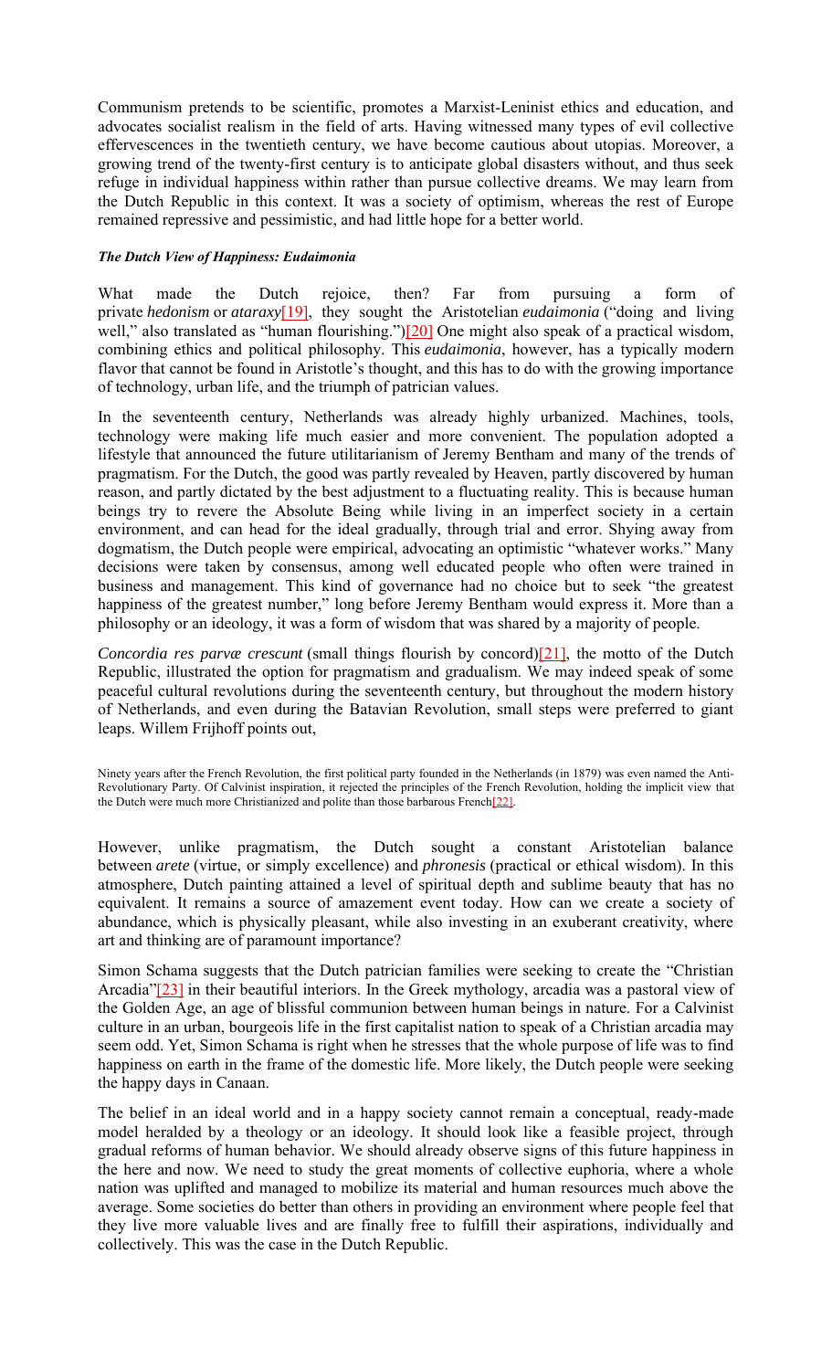Communism pretends to be scientific, promotes a Marxist-Leninist ethics and education, and advocates socialist realism in the field of arts. Having witnessed many types of evil collective effervescences in the twentieth century, we have become cautious about utopias. Moreover, a growing trend of the twenty-first century is to anticipate global disasters without, and thus seek refuge in individual happiness within rather than pursue collective dreams. We may learn from the Dutch Republic in this context. It was a society of optimism, whereas the rest of Europe remained repressive and pessimistic, and had little hope for a better world.

***The Dutch View of Happiness: Eudaimonia***

What made the Dutch rejoice, then? Far from pursuing a form of private *hedonism* or *ataraxy*[19], they sought the Aristotelian *eudaimonia* ("doing and living well," also translated as "human flourishing.")[20] One might also speak of a practical wisdom, combining ethics and political philosophy. This *eudaimonia*, however, has a typically modern flavor that cannot be found in Aristotle's thought, and this has to do with the growing importance of technology, urban life, and the triumph of patrician values.

In the seventeenth century, Netherlands was already highly urbanized. Machines, tools, technology were making life much easier and more convenient. The population adopted a lifestyle that announced the future utilitarianism of Jeremy Bentham and many of the trends of pragmatism. For the Dutch, the good was partly revealed by Heaven, partly discovered by human reason, and partly dictated by the best adjustment to a fluctuating reality. This is because human beings try to revere the Absolute Being while living in an imperfect society in a certain environment, and can head for the ideal gradually, through trial and error. Shying away from dogmatism, the Dutch people were empirical, advocating an optimistic "whatever works." Many decisions were taken by consensus, among well educated people who often were trained in business and management. This kind of governance had no choice but to seek "the greatest happiness of the greatest number," long before Jeremy Bentham would express it. More than a philosophy or an ideology, it was a form of wisdom that was shared by a majority of people.

*Concordia res parvæ crescunt* (small things flourish by concord)[21], the motto of the Dutch Republic, illustrated the option for pragmatism and gradualism. We may indeed speak of some peaceful cultural revolutions during the seventeenth century, but throughout the modern history of Netherlands, and even during the Batavian Revolution, small steps were preferred to giant leaps. Willem Frijhoff points out,

> Ninety years after the French Revolution, the first political party founded in the Netherlands (in 1879) was even named the Anti-Revolutionary Party. Of Calvinist inspiration, it rejected the principles of the French Revolution, holding the implicit view that the Dutch were much more Christianized and polite than those barbarous French[22].

However, unlike pragmatism, the Dutch sought a constant Aristotelian balance between *arete* (virtue, or simply excellence) and *phronesis* (practical or ethical wisdom). In this atmosphere, Dutch painting attained a level of spiritual depth and sublime beauty that has no equivalent. It remains a source of amazement event today. How can we create a society of abundance, which is physically pleasant, while also investing in an exuberant creativity, where art and thinking are of paramount importance?

Simon Schama suggests that the Dutch patrician families were seeking to create the "Christian Arcadia"[23] in their beautiful interiors. In the Greek mythology, arcadia was a pastoral view of the Golden Age, an age of blissful communion between human beings in nature. For a Calvinist culture in an urban, bourgeois life in the first capitalist nation to speak of a Christian arcadia may seem odd. Yet, Simon Schama is right when he stresses that the whole purpose of life was to find happiness on earth in the frame of the domestic life. More likely, the Dutch people were seeking the happy days in Canaan.

The belief in an ideal world and in a happy society cannot remain a conceptual, ready-made model heralded by a theology or an ideology. It should look like a feasible project, through gradual reforms of human behavior. We should already observe signs of this future happiness in the here and now. We need to study the great moments of collective euphoria, where a whole nation was uplifted and managed to mobilize its material and human resources much above the average. Some societies do better than others in providing an environment where people feel that they live more valuable lives and are finally free to fulfill their aspirations, individually and collectively. This was the case in the Dutch Republic.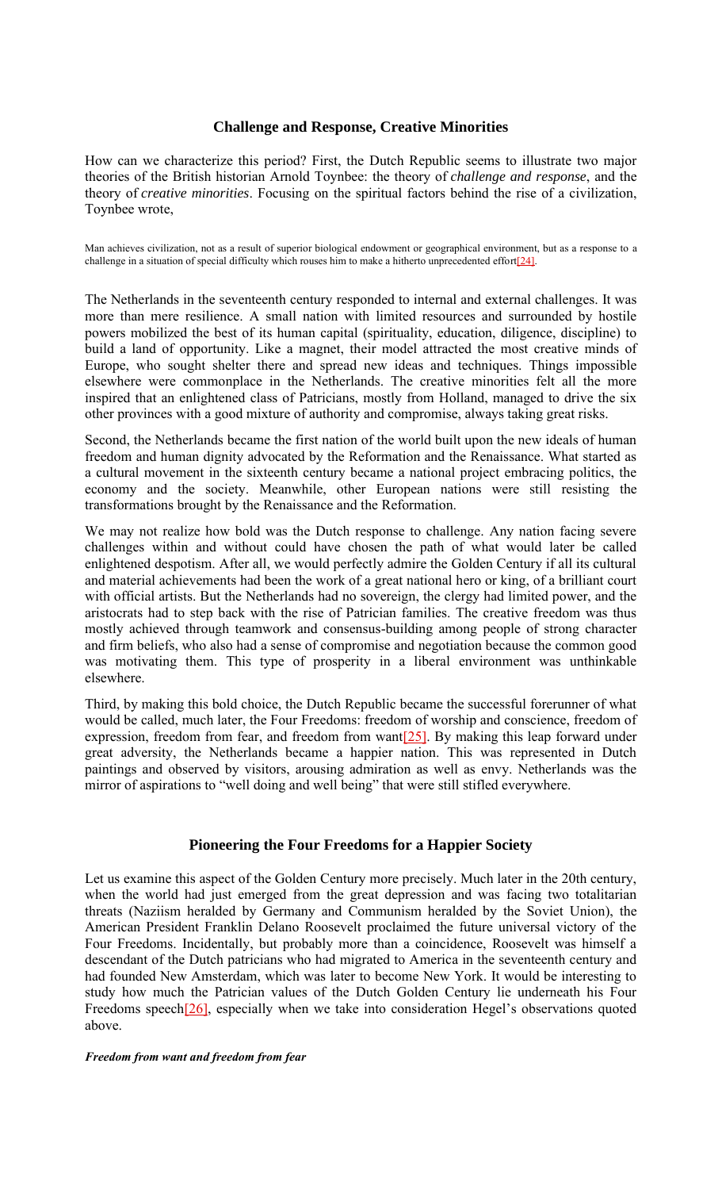## Challenge and Response, Creative Minorities

How can we characterize this period? First, the Dutch Republic seems to illustrate two major theories of the British historian Arnold Toynbee: the theory of *challenge and response*, and the theory of *creative minorities*. Focusing on the spiritual factors behind the rise of a civilization, Toynbee wrote,

> Man achieves civilization, not as a result of superior biological endowment or geographical environment, but as a response to a challenge in a situation of special difficulty which rouses him to make a hitherto unprecedented effort[24].

The Netherlands in the seventeenth century responded to internal and external challenges. It was more than mere resilience. A small nation with limited resources and surrounded by hostile powers mobilized the best of its human capital (spirituality, education, diligence, discipline) to build a land of opportunity. Like a magnet, their model attracted the most creative minds of Europe, who sought shelter there and spread new ideas and techniques. Things impossible elsewhere were commonplace in the Netherlands. The creative minorities felt all the more inspired that an enlightened class of Patricians, mostly from Holland, managed to drive the six other provinces with a good mixture of authority and compromise, always taking great risks.

Second, the Netherlands became the first nation of the world built upon the new ideals of human freedom and human dignity advocated by the Reformation and the Renaissance. What started as a cultural movement in the sixteenth century became a national project embracing politics, the economy and the society. Meanwhile, other European nations were still resisting the transformations brought by the Renaissance and the Reformation.

We may not realize how bold was the Dutch response to challenge. Any nation facing severe challenges within and without could have chosen the path of what would later be called enlightened despotism. After all, we would perfectly admire the Golden Century if all its cultural and material achievements had been the work of a great national hero or king, of a brilliant court with official artists. But the Netherlands had no sovereign, the clergy had limited power, and the aristocrats had to step back with the rise of Patrician families. The creative freedom was thus mostly achieved through teamwork and consensus-building among people of strong character and firm beliefs, who also had a sense of compromise and negotiation because the common good was motivating them. This type of prosperity in a liberal environment was unthinkable elsewhere.

Third, by making this bold choice, the Dutch Republic became the successful forerunner of what would be called, much later, the Four Freedoms: freedom of worship and conscience, freedom of expression, freedom from fear, and freedom from want[25]. By making this leap forward under great adversity, the Netherlands became a happier nation. This was represented in Dutch paintings and observed by visitors, arousing admiration as well as envy. Netherlands was the mirror of aspirations to "well doing and well being" that were still stifled everywhere.

## Pioneering the Four Freedoms for a Happier Society

Let us examine this aspect of the Golden Century more precisely. Much later in the 20th century, when the world had just emerged from the great depression and was facing two totalitarian threats (Naziism heralded by Germany and Communism heralded by the Soviet Union), the American President Franklin Delano Roosevelt proclaimed the future universal victory of the Four Freedoms. Incidentally, but probably more than a coincidence, Roosevelt was himself a descendant of the Dutch patricians who had migrated to America in the seventeenth century and had founded New Amsterdam, which was later to become New York. It would be interesting to study how much the Patrician values of the Dutch Golden Century lie underneath his Four Freedoms speech[26], especially when we take into consideration Hegel's observations quoted above.

***Freedom from want and freedom from fear***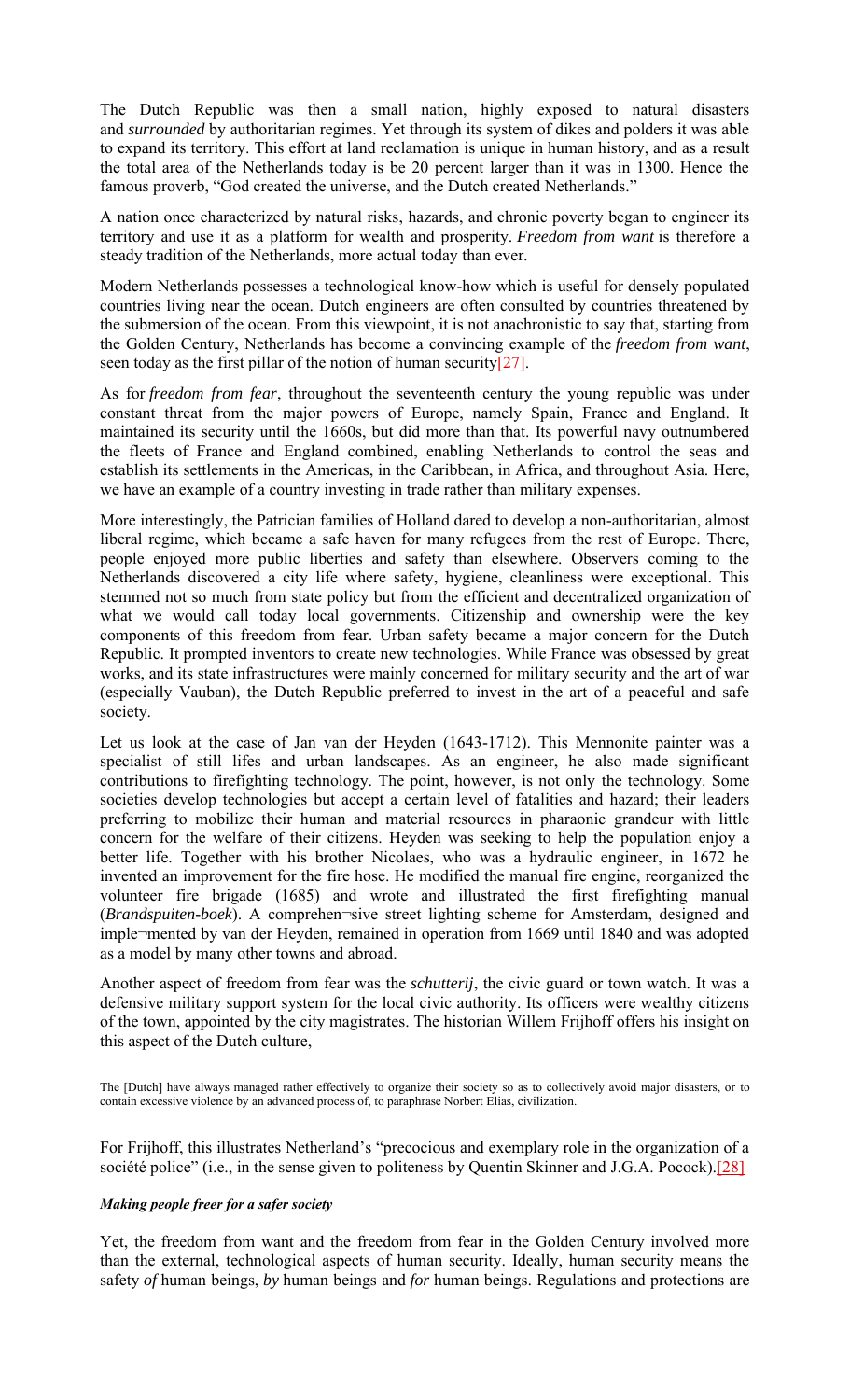The Dutch Republic was then a small nation, highly exposed to natural disasters and *surrounded* by authoritarian regimes. Yet through its system of dikes and polders it was able to expand its territory. This effort at land reclamation is unique in human history, and as a result the total area of the Netherlands today is be 20 percent larger than it was in 1300. Hence the famous proverb, "God created the universe, and the Dutch created Netherlands."

A nation once characterized by natural risks, hazards, and chronic poverty began to engineer its territory and use it as a platform for wealth and prosperity. *Freedom from want* is therefore a steady tradition of the Netherlands, more actual today than ever.

Modern Netherlands possesses a technological know-how which is useful for densely populated countries living near the ocean. Dutch engineers are often consulted by countries threatened by the submersion of the ocean. From this viewpoint, it is not anachronistic to say that, starting from the Golden Century, Netherlands has become a convincing example of the *freedom from want*, seen today as the first pillar of the notion of human security[27].

As for *freedom from fear*, throughout the seventeenth century the young republic was under constant threat from the major powers of Europe, namely Spain, France and England. It maintained its security until the 1660s, but did more than that. Its powerful navy outnumbered the fleets of France and England combined, enabling Netherlands to control the seas and establish its settlements in the Americas, in the Caribbean, in Africa, and throughout Asia. Here, we have an example of a country investing in trade rather than military expenses.

More interestingly, the Patrician families of Holland dared to develop a non-authoritarian, almost liberal regime, which became a safe haven for many refugees from the rest of Europe. There, people enjoyed more public liberties and safety than elsewhere. Observers coming to the Netherlands discovered a city life where safety, hygiene, cleanliness were exceptional. This stemmed not so much from state policy but from the efficient and decentralized organization of what we would call today local governments. Citizenship and ownership were the key components of this freedom from fear. Urban safety became a major concern for the Dutch Republic. It prompted inventors to create new technologies. While France was obsessed by great works, and its state infrastructures were mainly concerned for military security and the art of war (especially Vauban), the Dutch Republic preferred to invest in the art of a peaceful and safe society.

Let us look at the case of Jan van der Heyden (1643-1712). This Mennonite painter was a specialist of still lifes and urban landscapes. As an engineer, he also made significant contributions to firefighting technology. The point, however, is not only the technology. Some societies develop technologies but accept a certain level of fatalities and hazard; their leaders preferring to mobilize their human and material resources in pharaonic grandeur with little concern for the welfare of their citizens. Heyden was seeking to help the population enjoy a better life. Together with his brother Nicolaes, who was a hydraulic engineer, in 1672 he invented an improvement for the fire hose. He modified the manual fire engine, reorganized the volunteer fire brigade (1685) and wrote and illustrated the first firefighting manual (*Brandspuiten-boek*). A comprehen¬sive street lighting scheme for Amsterdam, designed and imple¬mented by van der Heyden, remained in operation from 1669 until 1840 and was adopted as a model by many other towns and abroad.

Another aspect of freedom from fear was the *schutterij*, the civic guard or town watch. It was a defensive military support system for the local civic authority. Its officers were wealthy citizens of the town, appointed by the city magistrates. The historian Willem Frijhoff offers his insight on this aspect of the Dutch culture,

> The [Dutch] have always managed rather effectively to organize their society so as to collectively avoid major disasters, or to contain excessive violence by an advanced process of, to paraphrase Norbert Elias, civilization.

For Frijhoff, this illustrates Netherland's "precocious and exemplary role in the organization of a société police" (i.e., in the sense given to politeness by Quentin Skinner and J.G.A. Pocock).[28]

#### ***Making people freer for a safer society***

Yet, the freedom from want and the freedom from fear in the Golden Century involved more than the external, technological aspects of human security. Ideally, human security means the safety *of* human beings, *by* human beings and *for* human beings. Regulations and protections are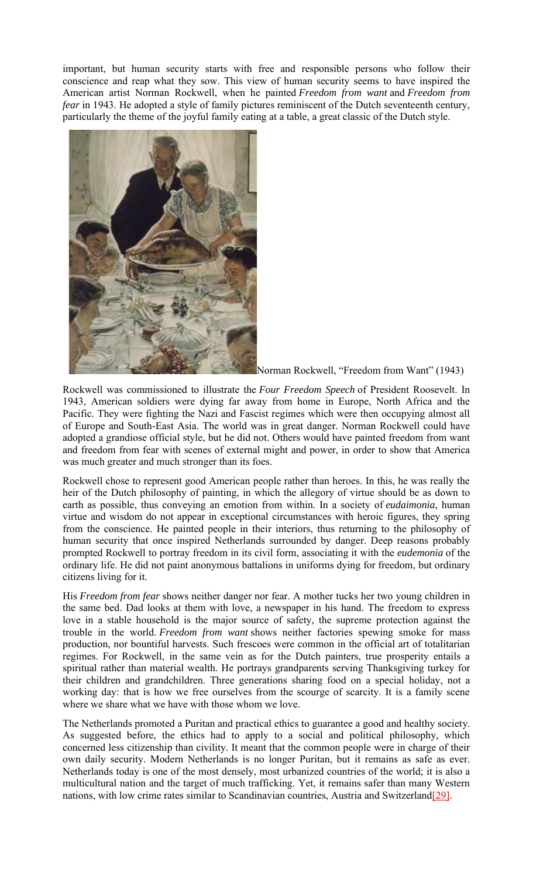important, but human security starts with free and responsible persons who follow their conscience and reap what they sow. This view of human security seems to have inspired the American artist Norman Rockwell, when he painted *Freedom from want* and *Freedom from fear* in 1943. He adopted a style of family pictures reminiscent of the Dutch seventeenth century, particularly the theme of the joyful family eating at a table, a great classic of the Dutch style.

Norman Rockwell, "Freedom from Want" (1943)

Rockwell was commissioned to illustrate the *Four Freedom Speech* of President Roosevelt. In 1943, American soldiers were dying far away from home in Europe, North Africa and the Pacific. They were fighting the Nazi and Fascist regimes which were then occupying almost all of Europe and South-East Asia. The world was in great danger. Norman Rockwell could have adopted a grandiose official style, but he did not. Others would have painted freedom from want and freedom from fear with scenes of external might and power, in order to show that America was much greater and much stronger than its foes.

Rockwell chose to represent good American people rather than heroes. In this, he was really the heir of the Dutch philosophy of painting, in which the allegory of virtue should be as down to earth as possible, thus conveying an emotion from within. In a society of *eudaimonia*, human virtue and wisdom do not appear in exceptional circumstances with heroic figures, they spring from the conscience. He painted people in their interiors, thus returning to the philosophy of human security that once inspired Netherlands surrounded by danger. Deep reasons probably prompted Rockwell to portray freedom in its civil form, associating it with the *eudemonia* of the ordinary life. He did not paint anonymous battalions in uniforms dying for freedom, but ordinary citizens living for it.

His *Freedom from fear* shows neither danger nor fear. A mother tucks her two young children in the same bed. Dad looks at them with love, a newspaper in his hand. The freedom to express love in a stable household is the major source of safety, the supreme protection against the trouble in the world. *Freedom from want* shows neither factories spewing smoke for mass production, nor bountiful harvests. Such frescoes were common in the official art of totalitarian regimes. For Rockwell, in the same vein as for the Dutch painters, true prosperity entails a spiritual rather than material wealth. He portrays grandparents serving Thanksgiving turkey for their children and grandchildren. Three generations sharing food on a special holiday, not a working day: that is how we free ourselves from the scourge of scarcity. It is a family scene where we share what we have with those whom we love.

The Netherlands promoted a Puritan and practical ethics to guarantee a good and healthy society. As suggested before, the ethics had to apply to a social and political philosophy, which concerned less citizenship than civility. It meant that the common people were in charge of their own daily security. Modern Netherlands is no longer Puritan, but it remains as safe as ever. Netherlands today is one of the most densely, most urbanized countries of the world; it is also a multicultural nation and the target of much trafficking. Yet, it remains safer than many Western nations, with low crime rates similar to Scandinavian countries, Austria and Switzerland[29].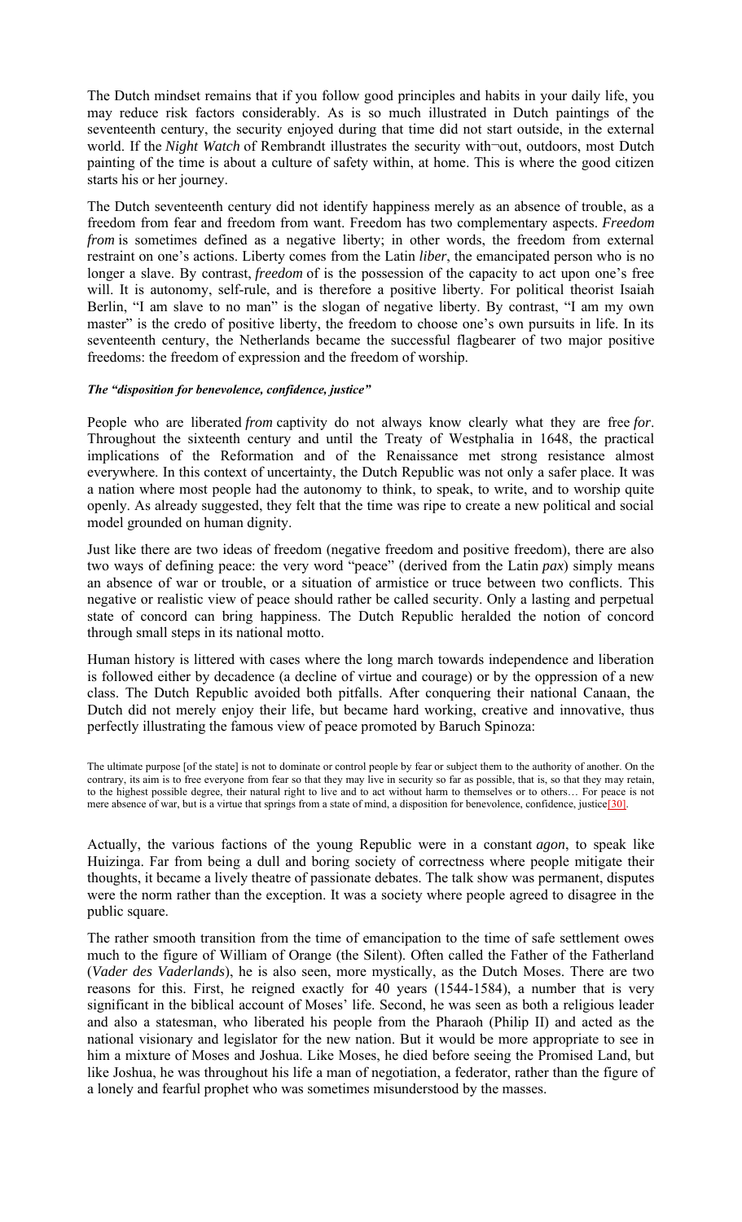The Dutch mindset remains that if you follow good principles and habits in your daily life, you may reduce risk factors considerably. As is so much illustrated in Dutch paintings of the seventeenth century, the security enjoyed during that time did not start outside, in the external world. If the *Night Watch* of Rembrandt illustrates the security with¬out, outdoors, most Dutch painting of the time is about a culture of safety within, at home. This is where the good citizen starts his or her journey.

The Dutch seventeenth century did not identify happiness merely as an absence of trouble, as a freedom from fear and freedom from want. Freedom has two complementary aspects. *Freedom from* is sometimes defined as a negative liberty; in other words, the freedom from external restraint on one's actions. Liberty comes from the Latin *liber*, the emancipated person who is no longer a slave. By contrast, *freedom* of is the possession of the capacity to act upon one's free will. It is autonomy, self-rule, and is therefore a positive liberty. For political theorist Isaiah Berlin, "I am slave to no man" is the slogan of negative liberty. By contrast, "I am my own master" is the credo of positive liberty, the freedom to choose one's own pursuits in life. In its seventeenth century, the Netherlands became the successful flagbearer of two major positive freedoms: the freedom of expression and the freedom of worship.

***The "disposition for benevolence, confidence, justice"***

People who are liberated *from* captivity do not always know clearly what they are free *for*. Throughout the sixteenth century and until the Treaty of Westphalia in 1648, the practical implications of the Reformation and of the Renaissance met strong resistance almost everywhere. In this context of uncertainty, the Dutch Republic was not only a safer place. It was a nation where most people had the autonomy to think, to speak, to write, and to worship quite openly. As already suggested, they felt that the time was ripe to create a new political and social model grounded on human dignity.

Just like there are two ideas of freedom (negative freedom and positive freedom), there are also two ways of defining peace: the very word "peace" (derived from the Latin *pax*) simply means an absence of war or trouble, or a situation of armistice or truce between two conflicts. This negative or realistic view of peace should rather be called security. Only a lasting and perpetual state of concord can bring happiness. The Dutch Republic heralded the notion of concord through small steps in its national motto.

Human history is littered with cases where the long march towards independence and liberation is followed either by decadence (a decline of virtue and courage) or by the oppression of a new class. The Dutch Republic avoided both pitfalls. After conquering their national Canaan, the Dutch did not merely enjoy their life, but became hard working, creative and innovative, thus perfectly illustrating the famous view of peace promoted by Baruch Spinoza:

> The ultimate purpose [of the state] is not to dominate or control people by fear or subject them to the authority of another. On the contrary, its aim is to free everyone from fear so that they may live in security so far as possible, that is, so that they may retain, to the highest possible degree, their natural right to live and to act without harm to themselves or to others… For peace is not mere absence of war, but is a virtue that springs from a state of mind, a disposition for benevolence, confidence, justice[30].

Actually, the various factions of the young Republic were in a constant *agon*, to speak like Huizinga. Far from being a dull and boring society of correctness where people mitigate their thoughts, it became a lively theatre of passionate debates. The talk show was permanent, disputes were the norm rather than the exception. It was a society where people agreed to disagree in the public square.

The rather smooth transition from the time of emancipation to the time of safe settlement owes much to the figure of William of Orange (the Silent). Often called the Father of the Fatherland (*Vader des Vaderlands*), he is also seen, more mystically, as the Dutch Moses. There are two reasons for this. First, he reigned exactly for 40 years (1544-1584), a number that is very significant in the biblical account of Moses' life. Second, he was seen as both a religious leader and also a statesman, who liberated his people from the Pharaoh (Philip II) and acted as the national visionary and legislator for the new nation. But it would be more appropriate to see in him a mixture of Moses and Joshua. Like Moses, he died before seeing the Promised Land, but like Joshua, he was throughout his life a man of negotiation, a federator, rather than the figure of a lonely and fearful prophet who was sometimes misunderstood by the masses.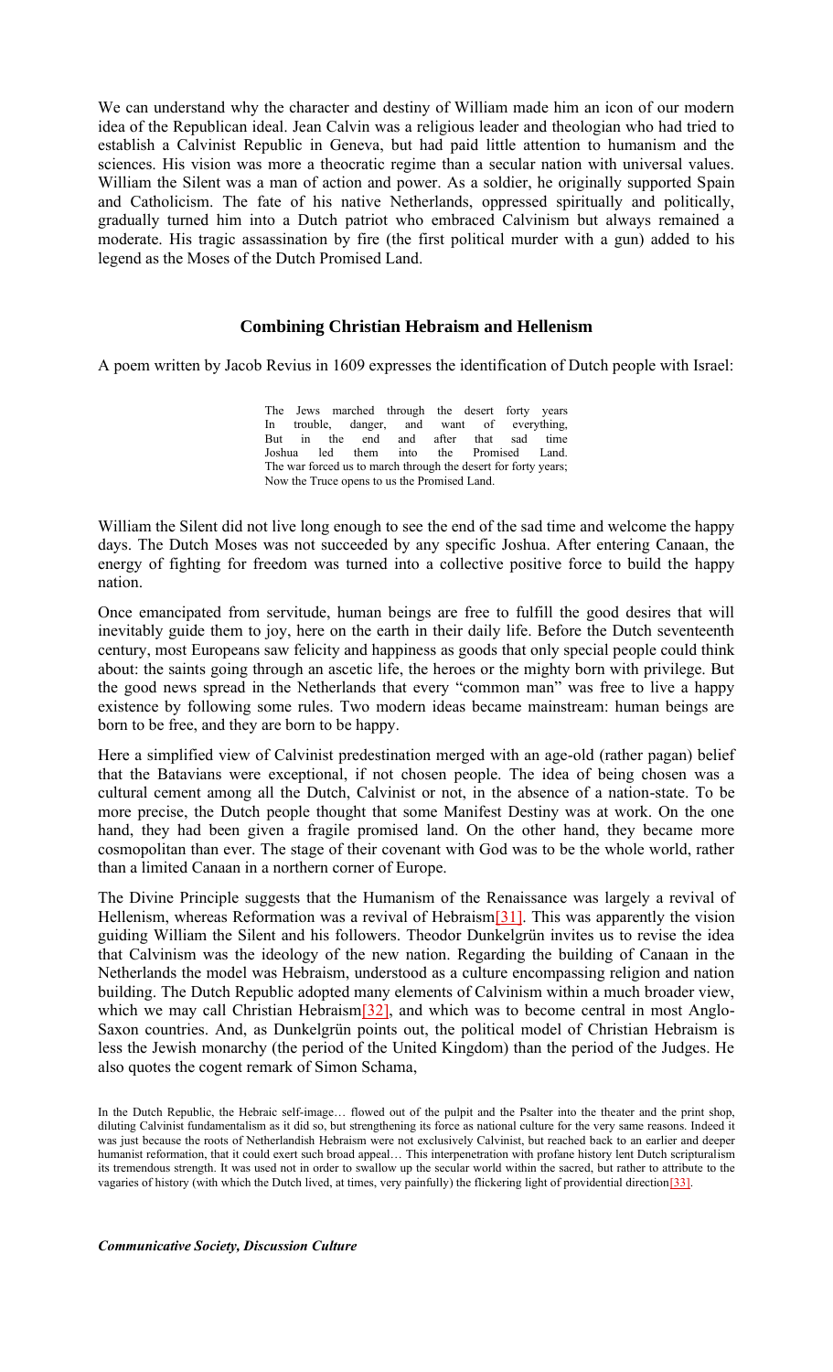We can understand why the character and destiny of William made him an icon of our modern idea of the Republican ideal. Jean Calvin was a religious leader and theologian who had tried to establish a Calvinist Republic in Geneva, but had paid little attention to humanism and the sciences. His vision was more a theocratic regime than a secular nation with universal values. William the Silent was a man of action and power. As a soldier, he originally supported Spain and Catholicism. The fate of his native Netherlands, oppressed spiritually and politically, gradually turned him into a Dutch patriot who embraced Calvinism but always remained a moderate. His tragic assassination by fire (the first political murder with a gun) added to his legend as the Moses of the Dutch Promised Land.

## Combining Christian Hebraism and Hellenism

A poem written by Jacob Revius in 1609 expresses the identification of Dutch people with Israel:

> The Jews marched through the desert forty years
> In trouble, danger, and want of everything,
> But in the end and after that sad time
> Joshua led them into the Promised Land.
> The war forced us to march through the desert for forty years;
> Now the Truce opens to us the Promised Land.

William the Silent did not live long enough to see the end of the sad time and welcome the happy days. The Dutch Moses was not succeeded by any specific Joshua. After entering Canaan, the energy of fighting for freedom was turned into a collective positive force to build the happy nation.

Once emancipated from servitude, human beings are free to fulfill the good desires that will inevitably guide them to joy, here on the earth in their daily life. Before the Dutch seventeenth century, most Europeans saw felicity and happiness as goods that only special people could think about: the saints going through an ascetic life, the heroes or the mighty born with privilege. But the good news spread in the Netherlands that every "common man" was free to live a happy existence by following some rules. Two modern ideas became mainstream: human beings are born to be free, and they are born to be happy.

Here a simplified view of Calvinist predestination merged with an age-old (rather pagan) belief that the Batavians were exceptional, if not chosen people. The idea of being chosen was a cultural cement among all the Dutch, Calvinist or not, in the absence of a nation-state. To be more precise, the Dutch people thought that some Manifest Destiny was at work. On the one hand, they had been given a fragile promised land. On the other hand, they became more cosmopolitan than ever. The stage of their covenant with God was to be the whole world, rather than a limited Canaan in a northern corner of Europe.

The Divine Principle suggests that the Humanism of the Renaissance was largely a revival of Hellenism, whereas Reformation was a revival of Hebraism[31]. This was apparently the vision guiding William the Silent and his followers. Theodor Dunkelgrün invites us to revise the idea that Calvinism was the ideology of the new nation. Regarding the building of Canaan in the Netherlands the model was Hebraism, understood as a culture encompassing religion and nation building. The Dutch Republic adopted many elements of Calvinism within a much broader view, which we may call Christian Hebraism[32], and which was to become central in most Anglo-Saxon countries. And, as Dunkelgrün points out, the political model of Christian Hebraism is less the Jewish monarchy (the period of the United Kingdom) than the period of the Judges. He also quotes the cogent remark of Simon Schama,

> In the Dutch Republic, the Hebraic self-image… flowed out of the pulpit and the Psalter into the theater and the print shop, diluting Calvinist fundamentalism as it did so, but strengthening its force as national culture for the very same reasons. Indeed it was just because the roots of Netherlandish Hebraism were not exclusively Calvinist, but reached back to an earlier and deeper humanist reformation, that it could exert such broad appeal… This interpenetration with profane history lent Dutch scripturalism its tremendous strength. It was used not in order to swallow up the secular world within the sacred, but rather to attribute to the vagaries of history (with which the Dutch lived, at times, very painfully) the flickering light of providential direction[33].

***Communicative Society, Discussion Culture***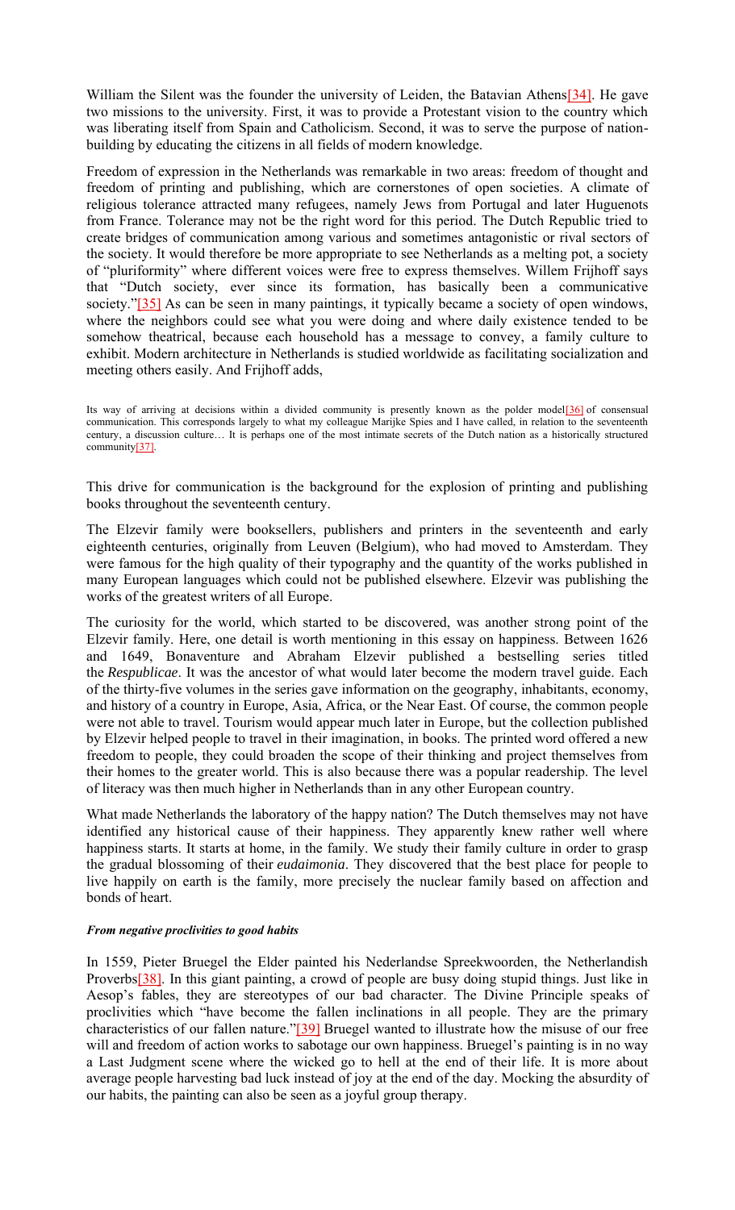William the Silent was the founder the university of Leiden, the Batavian Athens[34]. He gave two missions to the university. First, it was to provide a Protestant vision to the country which was liberating itself from Spain and Catholicism. Second, it was to serve the purpose of nation-building by educating the citizens in all fields of modern knowledge.

Freedom of expression in the Netherlands was remarkable in two areas: freedom of thought and freedom of printing and publishing, which are cornerstones of open societies. A climate of religious tolerance attracted many refugees, namely Jews from Portugal and later Huguenots from France. Tolerance may not be the right word for this period. The Dutch Republic tried to create bridges of communication among various and sometimes antagonistic or rival sectors of the society. It would therefore be more appropriate to see Netherlands as a melting pot, a society of "pluriformity" where different voices were free to express themselves. Willem Frijhoff says that "Dutch society, ever since its formation, has basically been a communicative society."[35] As can be seen in many paintings, it typically became a society of open windows, where the neighbors could see what you were doing and where daily existence tended to be somehow theatrical, because each household has a message to convey, a family culture to exhibit. Modern architecture in Netherlands is studied worldwide as facilitating socialization and meeting others easily. And Frijhoff adds,

> Its way of arriving at decisions within a divided community is presently known as the polder model[36] of consensual communication. This corresponds largely to what my colleague Marijke Spies and I have called, in relation to the seventeenth century, a discussion culture… It is perhaps one of the most intimate secrets of the Dutch nation as a historically structured community[37].

This drive for communication is the background for the explosion of printing and publishing books throughout the seventeenth century.

The Elzevir family were booksellers, publishers and printers in the seventeenth and early eighteenth centuries, originally from Leuven (Belgium), who had moved to Amsterdam. They were famous for the high quality of their typography and the quantity of the works published in many European languages which could not be published elsewhere. Elzevir was publishing the works of the greatest writers of all Europe.

The curiosity for the world, which started to be discovered, was another strong point of the Elzevir family. Here, one detail is worth mentioning in this essay on happiness. Between 1626 and 1649, Bonaventure and Abraham Elzevir published a bestselling series titled the *Respublicae*. It was the ancestor of what would later become the modern travel guide. Each of the thirty-five volumes in the series gave information on the geography, inhabitants, economy, and history of a country in Europe, Asia, Africa, or the Near East. Of course, the common people were not able to travel. Tourism would appear much later in Europe, but the collection published by Elzevir helped people to travel in their imagination, in books. The printed word offered a new freedom to people, they could broaden the scope of their thinking and project themselves from their homes to the greater world. This is also because there was a popular readership. The level of literacy was then much higher in Netherlands than in any other European country.

What made Netherlands the laboratory of the happy nation? The Dutch themselves may not have identified any historical cause of their happiness. They apparently knew rather well where happiness starts. It starts at home, in the family. We study their family culture in order to grasp the gradual blossoming of their *eudaimonia*. They discovered that the best place for people to live happily on earth is the family, more precisely the nuclear family based on affection and bonds of heart.

#### ***From negative proclivities to good habits***

In 1559, Pieter Bruegel the Elder painted his Nederlandse Spreekwoorden, the Netherlandish Proverbs[38]. In this giant painting, a crowd of people are busy doing stupid things. Just like in Aesop's fables, they are stereotypes of our bad character. The Divine Principle speaks of proclivities which "have become the fallen inclinations in all people. They are the primary characteristics of our fallen nature."[39] Bruegel wanted to illustrate how the misuse of our free will and freedom of action works to sabotage our own happiness. Bruegel's painting is in no way a Last Judgment scene where the wicked go to hell at the end of their life. It is more about average people harvesting bad luck instead of joy at the end of the day. Mocking the absurdity of our habits, the painting can also be seen as a joyful group therapy.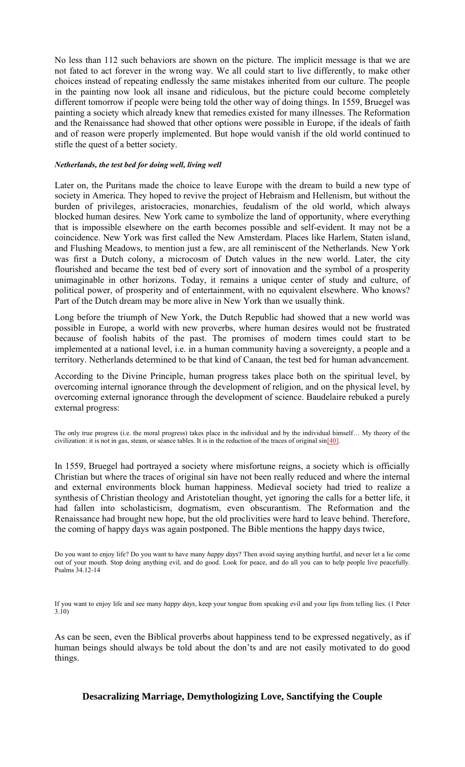No less than 112 such behaviors are shown on the picture. The implicit message is that we are not fated to act forever in the wrong way. We all could start to live differently, to make other choices instead of repeating endlessly the same mistakes inherited from our culture. The people in the painting now look all insane and ridiculous, but the picture could become completely different tomorrow if people were being told the other way of doing things. In 1559, Bruegel was painting a society which already knew that remedies existed for many illnesses. The Reformation and the Renaissance had showed that other options were possible in Europe, if the ideals of faith and of reason were properly implemented. But hope would vanish if the old world continued to stifle the quest of a better society.

***Netherlands, the test bed for doing well, living well***

Later on, the Puritans made the choice to leave Europe with the dream to build a new type of society in America. They hoped to revive the project of Hebraism and Hellenism, but without the burden of privileges, aristocracies, monarchies, feudalism of the old world, which always blocked human desires. New York came to symbolize the land of opportunity, where everything that is impossible elsewhere on the earth becomes possible and self-evident. It may not be a coincidence. New York was first called the New Amsterdam. Places like Harlem, Staten island, and Flushing Meadows, to mention just a few, are all reminiscent of the Netherlands. New York was first a Dutch colony, a microcosm of Dutch values in the new world. Later, the city flourished and became the test bed of every sort of innovation and the symbol of a prosperity unimaginable in other horizons. Today, it remains a unique center of study and culture, of political power, of prosperity and of entertainment, with no equivalent elsewhere. Who knows? Part of the Dutch dream may be more alive in New York than we usually think.

Long before the triumph of New York, the Dutch Republic had showed that a new world was possible in Europe, a world with new proverbs, where human desires would not be frustrated because of foolish habits of the past. The promises of modern times could start to be implemented at a national level, i.e. in a human community having a sovereignty, a people and a territory. Netherlands determined to be that kind of Canaan, the test bed for human advancement.

According to the Divine Principle, human progress takes place both on the spiritual level, by overcoming internal ignorance through the development of religion, and on the physical level, by overcoming external ignorance through the development of science. Baudelaire rebuked a purely external progress:

> The only true progress (i.e. the moral progress) takes place in the individual and by the individual himself… My theory of the civilization: it is not in gas, steam, or séance tables. It is in the reduction of the traces of original sin[40].

In 1559, Bruegel had portrayed a society where misfortune reigns, a society which is officially Christian but where the traces of original sin have not been really reduced and where the internal and external environments block human happiness. Medieval society had tried to realize a synthesis of Christian theology and Aristotelian thought, yet ignoring the calls for a better life, it had fallen into scholasticism, dogmatism, even obscurantism. The Reformation and the Renaissance had brought new hope, but the old proclivities were hard to leave behind. Therefore, the coming of happy days was again postponed. The Bible mentions the happy days twice,

> Do you want to enjoy life? Do you want to have many *happy days*? Then avoid saying anything hurtful, and never let a lie come out of your mouth. Stop doing anything evil, and do good. Look for peace, and do all you can to help people live peacefully. Psalms 34.12-14

> If you want to enjoy life and see many *happy days*, keep your tongue from speaking evil and your lips from telling lies. (1 Peter 3.10)

As can be seen, even the Biblical proverbs about happiness tend to be expressed negatively, as if human beings should always be told about the don'ts and are not easily motivated to do good things.

## Desacralizing Marriage, Demythologizing Love, Sanctifying the Couple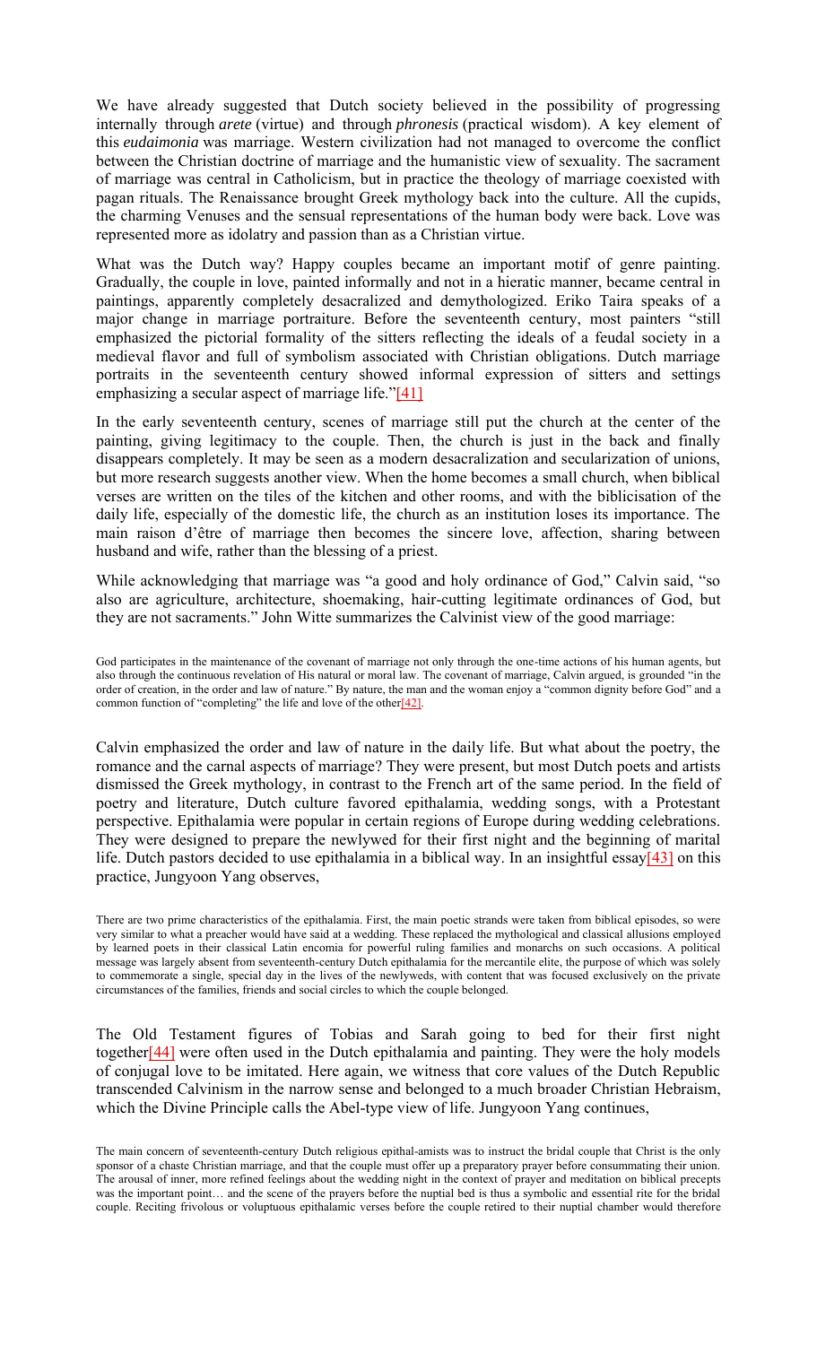We have already suggested that Dutch society believed in the possibility of progressing internally through *arete* (virtue) and through *phronesis* (practical wisdom). A key element of this *eudaimonia* was marriage. Western civilization had not managed to overcome the conflict between the Christian doctrine of marriage and the humanistic view of sexuality. The sacrament of marriage was central in Catholicism, but in practice the theology of marriage coexisted with pagan rituals. The Renaissance brought Greek mythology back into the culture. All the cupids, the charming Venuses and the sensual representations of the human body were back. Love was represented more as idolatry and passion than as a Christian virtue.

What was the Dutch way? Happy couples became an important motif of genre painting. Gradually, the couple in love, painted informally and not in a hieratic manner, became central in paintings, apparently completely desacralized and demythologized. Eriko Taira speaks of a major change in marriage portraiture. Before the seventeenth century, most painters "still emphasized the pictorial formality of the sitters reflecting the ideals of a feudal society in a medieval flavor and full of symbolism associated with Christian obligations. Dutch marriage portraits in the seventeenth century showed informal expression of sitters and settings emphasizing a secular aspect of marriage life."[41]

In the early seventeenth century, scenes of marriage still put the church at the center of the painting, giving legitimacy to the couple. Then, the church is just in the back and finally disappears completely. It may be seen as a modern desacralization and secularization of unions, but more research suggests another view. When the home becomes a small church, when biblical verses are written on the tiles of the kitchen and other rooms, and with the biblicisation of the daily life, especially of the domestic life, the church as an institution loses its importance. The main raison d'être of marriage then becomes the sincere love, affection, sharing between husband and wife, rather than the blessing of a priest.

While acknowledging that marriage was "a good and holy ordinance of God," Calvin said, "so also are agriculture, architecture, shoemaking, hair-cutting legitimate ordinances of God, but they are not sacraments." John Witte summarizes the Calvinist view of the good marriage:

> God participates in the maintenance of the covenant of marriage not only through the one-time actions of his human agents, but also through the continuous revelation of His natural or moral law. The covenant of marriage, Calvin argued, is grounded "in the order of creation, in the order and law of nature." By nature, the man and the woman enjoy a "common dignity before God" and a common function of "completing" the life and love of the other[42].

Calvin emphasized the order and law of nature in the daily life. But what about the poetry, the romance and the carnal aspects of marriage? They were present, but most Dutch poets and artists dismissed the Greek mythology, in contrast to the French art of the same period. In the field of poetry and literature, Dutch culture favored epithalamia, wedding songs, with a Protestant perspective. Epithalamia were popular in certain regions of Europe during wedding celebrations. They were designed to prepare the newlywed for their first night and the beginning of marital life. Dutch pastors decided to use epithalamia in a biblical way. In an insightful essay[43] on this practice, Jungyoon Yang observes,

> There are two prime characteristics of the epithalamia. First, the main poetic strands were taken from biblical episodes, so were very similar to what a preacher would have said at a wedding. These replaced the mythological and classical allusions employed by learned poets in their classical Latin encomia for powerful ruling families and monarchs on such occasions. A political message was largely absent from seventeenth-century Dutch epithalamia for the mercantile elite, the purpose of which was solely to commemorate a single, special day in the lives of the newlyweds, with content that was focused exclusively on the private circumstances of the families, friends and social circles to which the couple belonged.

The Old Testament figures of Tobias and Sarah going to bed for their first night together[44] were often used in the Dutch epithalamia and painting. They were the holy models of conjugal love to be imitated. Here again, we witness that core values of the Dutch Republic transcended Calvinism in the narrow sense and belonged to a much broader Christian Hebraism, which the Divine Principle calls the Abel-type view of life. Jungyoon Yang continues,

> The main concern of seventeenth-century Dutch religious epithal-amists was to instruct the bridal couple that Christ is the only sponsor of a chaste Christian marriage, and that the couple must offer up a preparatory prayer before consummating their union. The arousal of inner, more refined feelings about the wedding night in the context of prayer and meditation on biblical precepts was the important point… and the scene of the prayers before the nuptial bed is thus a symbolic and essential rite for the bridal couple. Reciting frivolous or voluptuous epithalamic verses before the couple retired to their nuptial chamber would therefore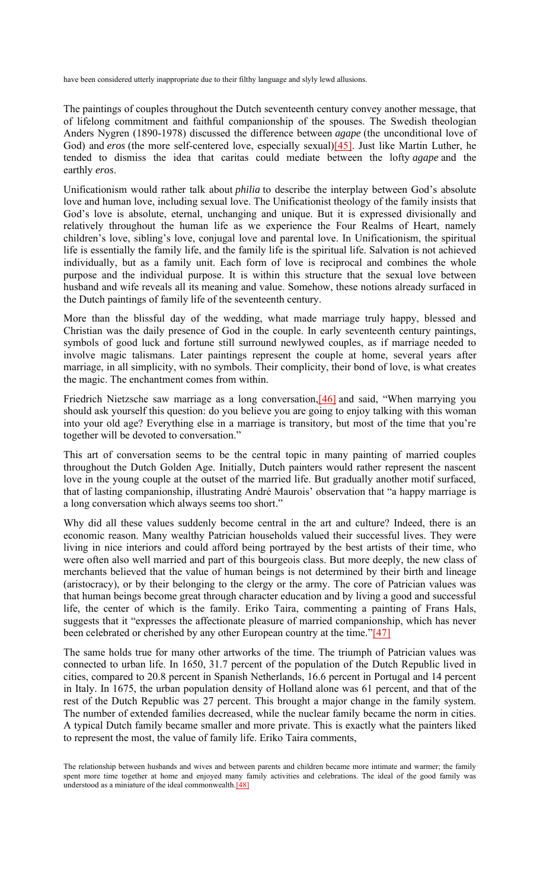have been considered utterly inappropriate due to their filthy language and slyly lewd allusions.

The paintings of couples throughout the Dutch seventeenth century convey another message, that of lifelong commitment and faithful companionship of the spouses. The Swedish theologian Anders Nygren (1890-1978) discussed the difference between *agape* (the unconditional love of God) and *eros* (the more self-centered love, especially sexual)[45]. Just like Martin Luther, he tended to dismiss the idea that caritas could mediate between the lofty *agape* and the earthly *eros*.

Unificationism would rather talk about *philia* to describe the interplay between God's absolute love and human love, including sexual love. The Unificationist theology of the family insists that God's love is absolute, eternal, unchanging and unique. But it is expressed divisionally and relatively throughout the human life as we experience the Four Realms of Heart, namely children's love, sibling's love, conjugal love and parental love. In Unificationism, the spiritual life is essentially the family life, and the family life is the spiritual life. Salvation is not achieved individually, but as a family unit. Each form of love is reciprocal and combines the whole purpose and the individual purpose. It is within this structure that the sexual love between husband and wife reveals all its meaning and value. Somehow, these notions already surfaced in the Dutch paintings of family life of the seventeenth century.

More than the blissful day of the wedding, what made marriage truly happy, blessed and Christian was the daily presence of God in the couple. In early seventeenth century paintings, symbols of good luck and fortune still surround newlywed couples, as if marriage needed to involve magic talismans. Later paintings represent the couple at home, several years after marriage, in all simplicity, with no symbols. Their complicity, their bond of love, is what creates the magic. The enchantment comes from within.

Friedrich Nietzsche saw marriage as a long conversation,[46] and said, "When marrying you should ask yourself this question: do you believe you are going to enjoy talking with this woman into your old age? Everything else in a marriage is transitory, but most of the time that you're together will be devoted to conversation."

This art of conversation seems to be the central topic in many painting of married couples throughout the Dutch Golden Age. Initially, Dutch painters would rather represent the nascent love in the young couple at the outset of the married life. But gradually another motif surfaced, that of lasting companionship, illustrating André Maurois' observation that "a happy marriage is a long conversation which always seems too short."

Why did all these values suddenly become central in the art and culture? Indeed, there is an economic reason. Many wealthy Patrician households valued their successful lives. They were living in nice interiors and could afford being portrayed by the best artists of their time, who were often also well married and part of this bourgeois class. But more deeply, the new class of merchants believed that the value of human beings is not determined by their birth and lineage (aristocracy), or by their belonging to the clergy or the army. The core of Patrician values was that human beings become great through character education and by living a good and successful life, the center of which is the family. Eriko Taira, commenting a painting of Frans Hals, suggests that it "expresses the affectionate pleasure of married companionship, which has never been celebrated or cherished by any other European country at the time."[47]

The same holds true for many other artworks of the time. The triumph of Patrician values was connected to urban life. In 1650, 31.7 percent of the population of the Dutch Republic lived in cities, compared to 20.8 percent in Spanish Netherlands, 16.6 percent in Portugal and 14 percent in Italy. In 1675, the urban population density of Holland alone was 61 percent, and that of the rest of the Dutch Republic was 27 percent. This brought a major change in the family system. The number of extended families decreased, while the nuclear family became the norm in cities. A typical Dutch family became smaller and more private. This is exactly what the painters liked to represent the most, the value of family life. Eriko Taira comments,

> The relationship between husbands and wives and between parents and children became more intimate and warmer; the family spent more time together at home and enjoyed many family activities and celebrations. The ideal of the good family was understood as a miniature of the ideal commonwealth.[48]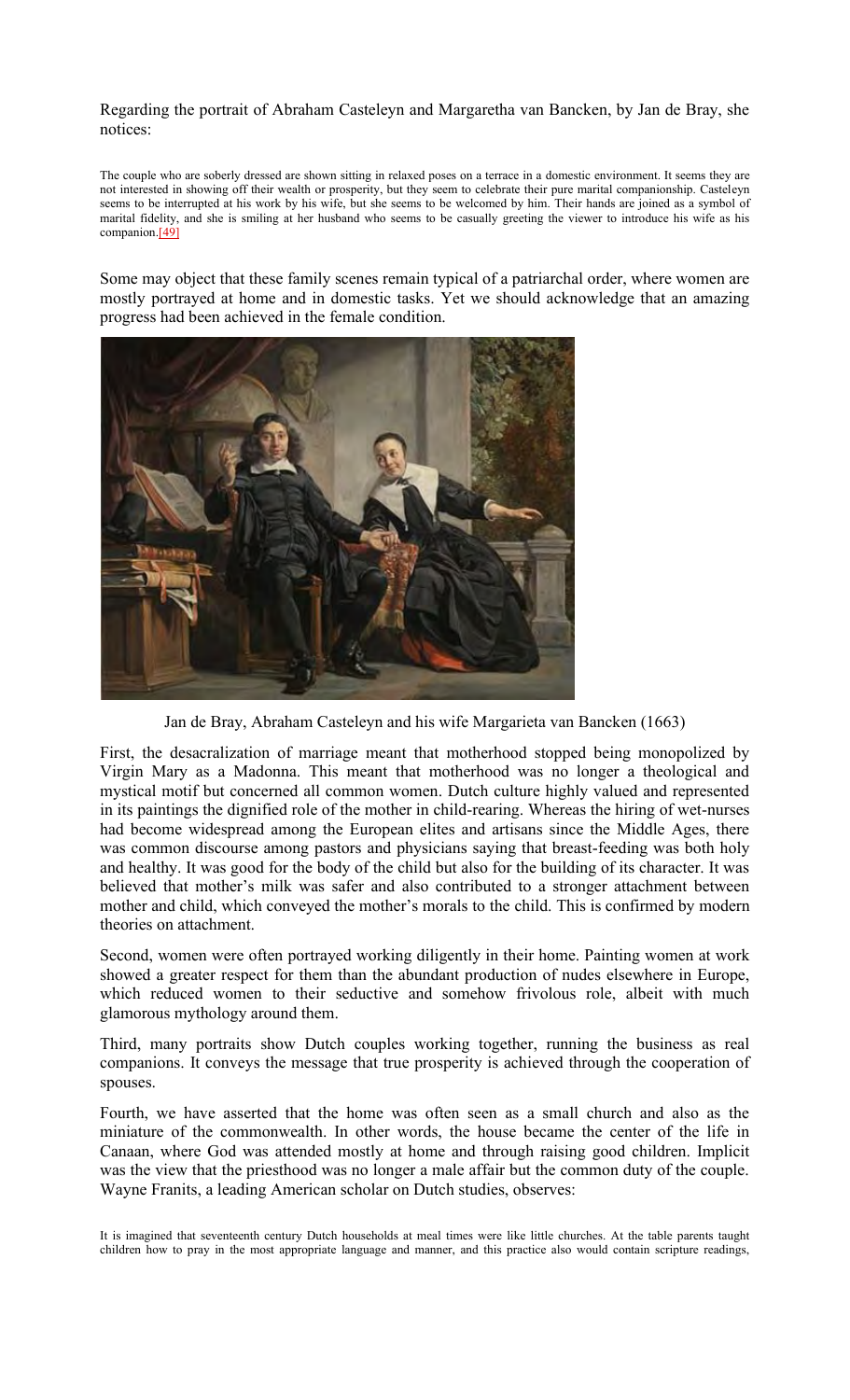Regarding the portrait of Abraham Casteleyn and Margaretha van Bancken, by Jan de Bray, she notices:

> The couple who are soberly dressed are shown sitting in relaxed poses on a terrace in a domestic environment. It seems they are not interested in showing off their wealth or prosperity, but they seem to celebrate their pure marital companionship. Casteleyn seems to be interrupted at his work by his wife, but she seems to be welcomed by him. Their hands are joined as a symbol of marital fidelity, and she is smiling at her husband who seems to be casually greeting the viewer to introduce his wife as his companion.[49]

Some may object that these family scenes remain typical of a patriarchal order, where women are mostly portrayed at home and in domestic tasks. Yet we should acknowledge that an amazing progress had been achieved in the female condition.

Jan de Bray, Abraham Casteleyn and his wife Margarieta van Bancken (1663)

First, the desacralization of marriage meant that motherhood stopped being monopolized by Virgin Mary as a Madonna. This meant that motherhood was no longer a theological and mystical motif but concerned all common women. Dutch culture highly valued and represented in its paintings the dignified role of the mother in child-rearing. Whereas the hiring of wet-nurses had become widespread among the European elites and artisans since the Middle Ages, there was common discourse among pastors and physicians saying that breast-feeding was both holy and healthy. It was good for the body of the child but also for the building of its character. It was believed that mother's milk was safer and also contributed to a stronger attachment between mother and child, which conveyed the mother's morals to the child. This is confirmed by modern theories on attachment.

Second, women were often portrayed working diligently in their home. Painting women at work showed a greater respect for them than the abundant production of nudes elsewhere in Europe, which reduced women to their seductive and somehow frivolous role, albeit with much glamorous mythology around them.

Third, many portraits show Dutch couples working together, running the business as real companions. It conveys the message that true prosperity is achieved through the cooperation of spouses.

Fourth, we have asserted that the home was often seen as a small church and also as the miniature of the commonwealth. In other words, the house became the center of the life in Canaan, where God was attended mostly at home and through raising good children. Implicit was the view that the priesthood was no longer a male affair but the common duty of the couple. Wayne Franits, a leading American scholar on Dutch studies, observes:

> It is imagined that seventeenth century Dutch households at meal times were like little churches. At the table parents taught children how to pray in the most appropriate language and manner, and this practice also would contain scripture readings,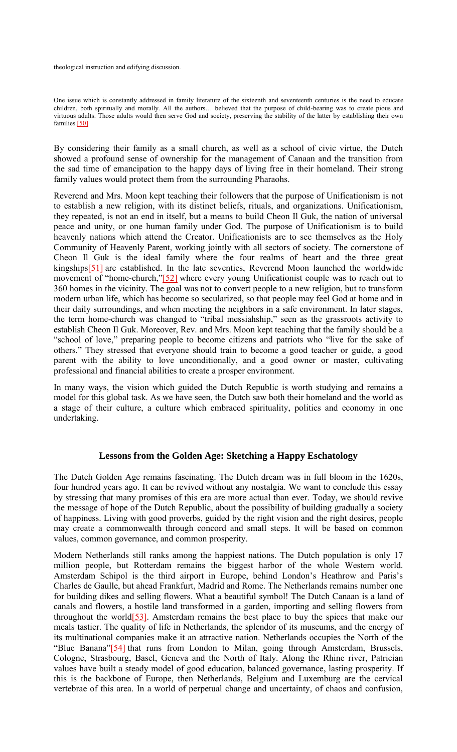theological instruction and edifying discussion.

> One issue which is constantly addressed in family literature of the sixteenth and seventeenth centuries is the need to educate children, both spiritually and morally. All the authors… believed that the purpose of child-bearing was to create pious and virtuous adults. Those adults would then serve God and society, preserving the stability of the latter by establishing their own families.[50]

By considering their family as a small church, as well as a school of civic virtue, the Dutch showed a profound sense of ownership for the management of Canaan and the transition from the sad time of emancipation to the happy days of living free in their homeland. Their strong family values would protect them from the surrounding Pharaohs.

Reverend and Mrs. Moon kept teaching their followers that the purpose of Unificationism is not to establish a new religion, with its distinct beliefs, rituals, and organizations. Unificationism, they repeated, is not an end in itself, but a means to build Cheon Il Guk, the nation of universal peace and unity, or one human family under God. The purpose of Unificationism is to build heavenly nations which attend the Creator. Unificationists are to see themselves as the Holy Community of Heavenly Parent, working jointly with all sectors of society. The cornerstone of Cheon Il Guk is the ideal family where the four realms of heart and the three great kingships[51] are established. In the late seventies, Reverend Moon launched the worldwide movement of "home-church,"[52] where every young Unificationist couple was to reach out to 360 homes in the vicinity. The goal was not to convert people to a new religion, but to transform modern urban life, which has become so secularized, so that people may feel God at home and in their daily surroundings, and when meeting the neighbors in a safe environment. In later stages, the term home-church was changed to "tribal messiahship," seen as the grassroots activity to establish Cheon Il Guk. Moreover, Rev. and Mrs. Moon kept teaching that the family should be a "school of love," preparing people to become citizens and patriots who "live for the sake of others." They stressed that everyone should train to become a good teacher or guide, a good parent with the ability to love unconditionally, and a good owner or master, cultivating professional and financial abilities to create a prosper environment.

In many ways, the vision which guided the Dutch Republic is worth studying and remains a model for this global task. As we have seen, the Dutch saw both their homeland and the world as a stage of their culture, a culture which embraced spirituality, politics and economy in one undertaking.

## Lessons from the Golden Age: Sketching a Happy Eschatology

The Dutch Golden Age remains fascinating. The Dutch dream was in full bloom in the 1620s, four hundred years ago. It can be revived without any nostalgia. We want to conclude this essay by stressing that many promises of this era are more actual than ever. Today, we should revive the message of hope of the Dutch Republic, about the possibility of building gradually a society of happiness. Living with good proverbs, guided by the right vision and the right desires, people may create a commonwealth through concord and small steps. It will be based on common values, common governance, and common prosperity.

Modern Netherlands still ranks among the happiest nations. The Dutch population is only 17 million people, but Rotterdam remains the biggest harbor of the whole Western world. Amsterdam Schipol is the third airport in Europe, behind London's Heathrow and Paris's Charles de Gaulle, but ahead Frankfurt, Madrid and Rome. The Netherlands remains number one for building dikes and selling flowers. What a beautiful symbol! The Dutch Canaan is a land of canals and flowers, a hostile land transformed in a garden, importing and selling flowers from throughout the world[53]. Amsterdam remains the best place to buy the spices that make our meals tastier. The quality of life in Netherlands, the splendor of its museums, and the energy of its multinational companies make it an attractive nation. Netherlands occupies the North of the "Blue Banana"[54] that runs from London to Milan, going through Amsterdam, Brussels, Cologne, Strasbourg, Basel, Geneva and the North of Italy. Along the Rhine river, Patrician values have built a steady model of good education, balanced governance, lasting prosperity. If this is the backbone of Europe, then Netherlands, Belgium and Luxemburg are the cervical vertebrae of this area. In a world of perpetual change and uncertainty, of chaos and confusion,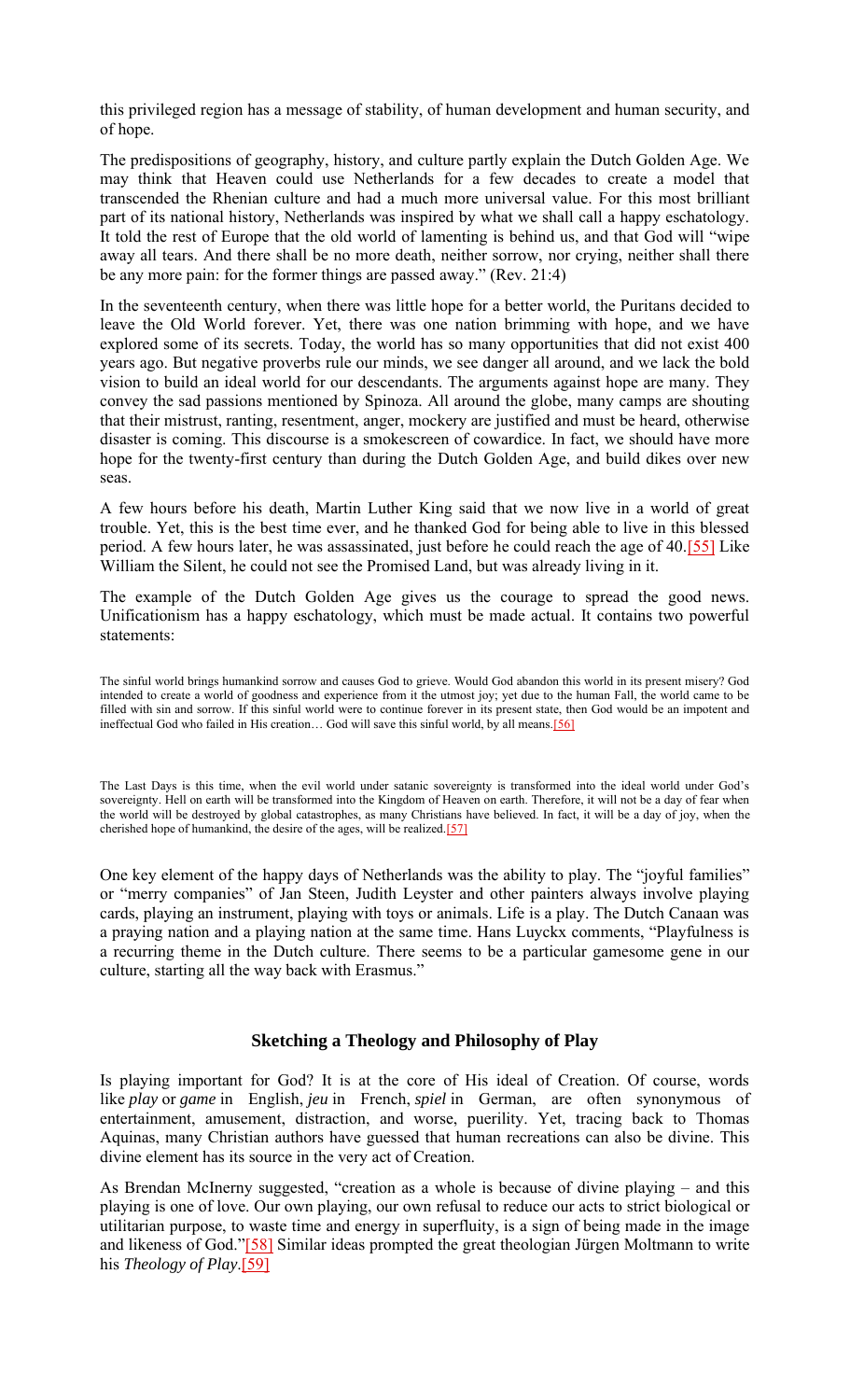this privileged region has a message of stability, of human development and human security, and of hope.

The predispositions of geography, history, and culture partly explain the Dutch Golden Age. We may think that Heaven could use Netherlands for a few decades to create a model that transcended the Rhenian culture and had a much more universal value. For this most brilliant part of its national history, Netherlands was inspired by what we shall call a happy eschatology. It told the rest of Europe that the old world of lamenting is behind us, and that God will "wipe away all tears. And there shall be no more death, neither sorrow, nor crying, neither shall there be any more pain: for the former things are passed away." (Rev. 21:4)

In the seventeenth century, when there was little hope for a better world, the Puritans decided to leave the Old World forever. Yet, there was one nation brimming with hope, and we have explored some of its secrets. Today, the world has so many opportunities that did not exist 400 years ago. But negative proverbs rule our minds, we see danger all around, and we lack the bold vision to build an ideal world for our descendants. The arguments against hope are many. They convey the sad passions mentioned by Spinoza. All around the globe, many camps are shouting that their mistrust, ranting, resentment, anger, mockery are justified and must be heard, otherwise disaster is coming. This discourse is a smokescreen of cowardice. In fact, we should have more hope for the twenty-first century than during the Dutch Golden Age, and build dikes over new seas.

A few hours before his death, Martin Luther King said that we now live in a world of great trouble. Yet, this is the best time ever, and he thanked God for being able to live in this blessed period. A few hours later, he was assassinated, just before he could reach the age of 40.[55] Like William the Silent, he could not see the Promised Land, but was already living in it.

The example of the Dutch Golden Age gives us the courage to spread the good news. Unificationism has a happy eschatology, which must be made actual. It contains two powerful statements:

> The sinful world brings humankind sorrow and causes God to grieve. Would God abandon this world in its present misery? God intended to create a world of goodness and experience from it the utmost joy; yet due to the human Fall, the world came to be filled with sin and sorrow. If this sinful world were to continue forever in its present state, then God would be an impotent and ineffectual God who failed in His creation… God will save this sinful world, by all means.[56]

> The Last Days is this time, when the evil world under satanic sovereignty is transformed into the ideal world under God's sovereignty. Hell on earth will be transformed into the Kingdom of Heaven on earth. Therefore, it will not be a day of fear when the world will be destroyed by global catastrophes, as many Christians have believed. In fact, it will be a day of joy, when the cherished hope of humankind, the desire of the ages, will be realized.[57]

One key element of the happy days of Netherlands was the ability to play. The "joyful families" or "merry companies" of Jan Steen, Judith Leyster and other painters always involve playing cards, playing an instrument, playing with toys or animals. Life is a play. The Dutch Canaan was a praying nation and a playing nation at the same time. Hans Luyckx comments, "Playfulness is a recurring theme in the Dutch culture. There seems to be a particular gamesome gene in our culture, starting all the way back with Erasmus."

## Sketching a Theology and Philosophy of Play

Is playing important for God? It is at the core of His ideal of Creation. Of course, words like *play* or *game* in English, *jeu* in French, *spiel* in German, are often synonymous of entertainment, amusement, distraction, and worse, puerility. Yet, tracing back to Thomas Aquinas, many Christian authors have guessed that human recreations can also be divine. This divine element has its source in the very act of Creation.

As Brendan McInerny suggested, "creation as a whole is because of divine playing – and this playing is one of love. Our own playing, our own refusal to reduce our acts to strict biological or utilitarian purpose, to waste time and energy in superfluity, is a sign of being made in the image and likeness of God."[58] Similar ideas prompted the great theologian Jürgen Moltmann to write his *Theology of Play*.[59]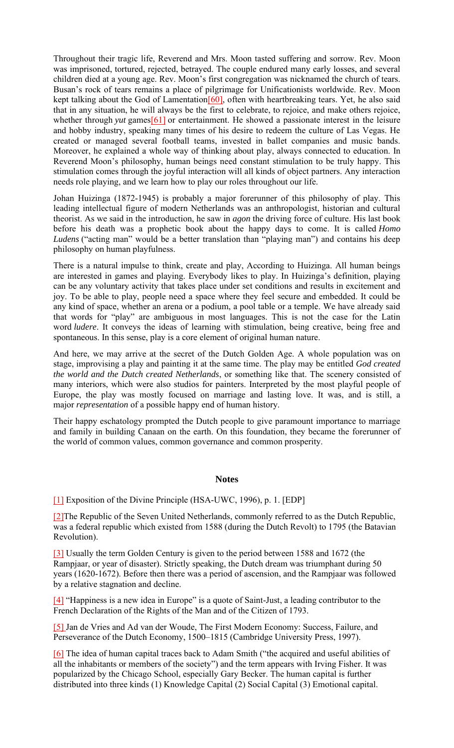Throughout their tragic life, Reverend and Mrs. Moon tasted suffering and sorrow. Rev. Moon was imprisoned, tortured, rejected, betrayed. The couple endured many early losses, and several children died at a young age. Rev. Moon's first congregation was nicknamed the church of tears. Busan's rock of tears remains a place of pilgrimage for Unificationists worldwide. Rev. Moon kept talking about the God of Lamentation[60], often with heartbreaking tears. Yet, he also said that in any situation, he will always be the first to celebrate, to rejoice, and make others rejoice, whether through *yut* games[61] or entertainment. He showed a passionate interest in the leisure and hobby industry, speaking many times of his desire to redeem the culture of Las Vegas. He created or managed several football teams, invested in ballet companies and music bands. Moreover, he explained a whole way of thinking about play, always connected to education. In Reverend Moon's philosophy, human beings need constant stimulation to be truly happy. This stimulation comes through the joyful interaction will all kinds of object partners. Any interaction needs role playing, and we learn how to play our roles throughout our life.

Johan Huizinga (1872-1945) is probably a major forerunner of this philosophy of play. This leading intellectual figure of modern Netherlands was an anthropologist, historian and cultural theorist. As we said in the introduction, he saw in *agon* the driving force of culture. His last book before his death was a prophetic book about the happy days to come. It is called *Homo Ludens* ("acting man" would be a better translation than "playing man") and contains his deep philosophy on human playfulness.

There is a natural impulse to think, create and play, According to Huizinga. All human beings are interested in games and playing. Everybody likes to play. In Huizinga's definition, playing can be any voluntary activity that takes place under set conditions and results in excitement and joy. To be able to play, people need a space where they feel secure and embedded. It could be any kind of space, whether an arena or a podium, a pool table or a temple. We have already said that words for "play" are ambiguous in most languages. This is not the case for the Latin word *ludere*. It conveys the ideas of learning with stimulation, being creative, being free and spontaneous. In this sense, play is a core element of original human nature.

And here, we may arrive at the secret of the Dutch Golden Age. A whole population was on stage, improvising a play and painting it at the same time. The play may be entitled *God created the world and the Dutch created Netherlands*, or something like that. The scenery consisted of many interiors, which were also studios for painters. Interpreted by the most playful people of Europe, the play was mostly focused on marriage and lasting love. It was, and is still, a major *representation* of a possible happy end of human history.

Their happy eschatology prompted the Dutch people to give paramount importance to marriage and family in building Canaan on the earth. On this foundation, they became the forerunner of the world of common values, common governance and common prosperity.

## Notes

[1] Exposition of the Divine Principle (HSA-UWC, 1996), p. 1. [EDP]

[2]The Republic of the Seven United Netherlands, commonly referred to as the Dutch Republic, was a federal republic which existed from 1588 (during the Dutch Revolt) to 1795 (the Batavian Revolution).

[3] Usually the term Golden Century is given to the period between 1588 and 1672 (the Rampjaar, or year of disaster). Strictly speaking, the Dutch dream was triumphant during 50 years (1620-1672). Before then there was a period of ascension, and the Rampjaar was followed by a relative stagnation and decline.

[4] "Happiness is a new idea in Europe" is a quote of Saint-Just, a leading contributor to the French Declaration of the Rights of the Man and of the Citizen of 1793.

[5] Jan de Vries and Ad van der Woude, The First Modern Economy: Success, Failure, and Perseverance of the Dutch Economy, 1500–1815 (Cambridge University Press, 1997).

[6] The idea of human capital traces back to Adam Smith ("the acquired and useful abilities of all the inhabitants or members of the society") and the term appears with Irving Fisher. It was popularized by the Chicago School, especially Gary Becker. The human capital is further distributed into three kinds (1) Knowledge Capital (2) Social Capital (3) Emotional capital.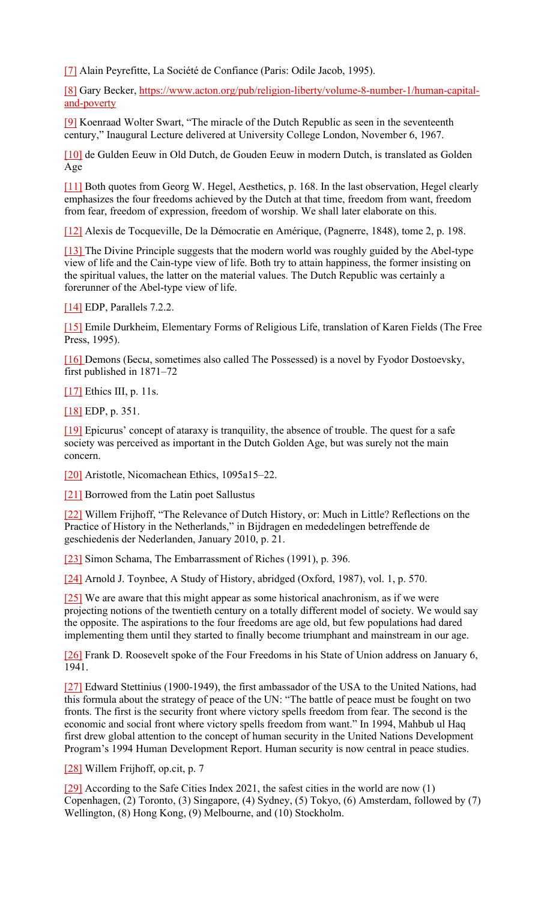[7] Alain Peyrefitte, La Société de Confiance (Paris: Odile Jacob, 1995).

[8] Gary Becker, https://www.acton.org/pub/religion-liberty/volume-8-number-1/human-capital-and-poverty

[9] Koenraad Wolter Swart, “The miracle of the Dutch Republic as seen in the seventeenth century,” Inaugural Lecture delivered at University College London, November 6, 1967.

[10] de Gulden Eeuw in Old Dutch, de Gouden Eeuw in modern Dutch, is translated as Golden Age

[11] Both quotes from Georg W. Hegel, Aesthetics, p. 168. In the last observation, Hegel clearly emphasizes the four freedoms achieved by the Dutch at that time, freedom from want, freedom from fear, freedom of expression, freedom of worship. We shall later elaborate on this.

[12] Alexis de Tocqueville, De la Démocratie en Amérique, (Pagnerre, 1848), tome 2, p. 198.

[13] The Divine Principle suggests that the modern world was roughly guided by the Abel-type view of life and the Cain-type view of life. Both try to attain happiness, the former insisting on the spiritual values, the latter on the material values. The Dutch Republic was certainly a forerunner of the Abel-type view of life.

[14] EDP, Parallels 7.2.2.

[15] Emile Durkheim, Elementary Forms of Religious Life, translation of Karen Fields (The Free Press, 1995).

[16] Demons (Бесы, sometimes also called The Possessed) is a novel by Fyodor Dostoevsky, first published in 1871–72

[17] Ethics III, p. 11s.

[18] EDP, p. 351.

[19] Epicurus’ concept of ataraxy is tranquility, the absence of trouble. The quest for a safe society was perceived as important in the Dutch Golden Age, but was surely not the main concern.

[20] Aristotle, Nicomachean Ethics, 1095a15–22.

[21] Borrowed from the Latin poet Sallustus

[22] Willem Frijhoff, “The Relevance of Dutch History, or: Much in Little? Reflections on the Practice of History in the Netherlands,” in Bijdragen en mededelingen betreffende de geschiedenis der Nederlanden, January 2010, p. 21.

[23] Simon Schama, The Embarrassment of Riches (1991), p. 396.

[24] Arnold J. Toynbee, A Study of History, abridged (Oxford, 1987), vol. 1, p. 570.

[25] We are aware that this might appear as some historical anachronism, as if we were projecting notions of the twentieth century on a totally different model of society. We would say the opposite. The aspirations to the four freedoms are age old, but few populations had dared implementing them until they started to finally become triumphant and mainstream in our age.

[26] Frank D. Roosevelt spoke of the Four Freedoms in his State of Union address on January 6, 1941.

[27] Edward Stettinius (1900-1949), the first ambassador of the USA to the United Nations, had this formula about the strategy of peace of the UN: “The battle of peace must be fought on two fronts. The first is the security front where victory spells freedom from fear. The second is the economic and social front where victory spells freedom from want.” In 1994, Mahbub ul Haq first drew global attention to the concept of human security in the United Nations Development Program’s 1994 Human Development Report. Human security is now central in peace studies.

[28] Willem Frijhoff, op.cit, p. 7

[29] According to the Safe Cities Index 2021, the safest cities in the world are now (1) Copenhagen, (2) Toronto, (3) Singapore, (4) Sydney, (5) Tokyo, (6) Amsterdam, followed by (7) Wellington, (8) Hong Kong, (9) Melbourne, and (10) Stockholm.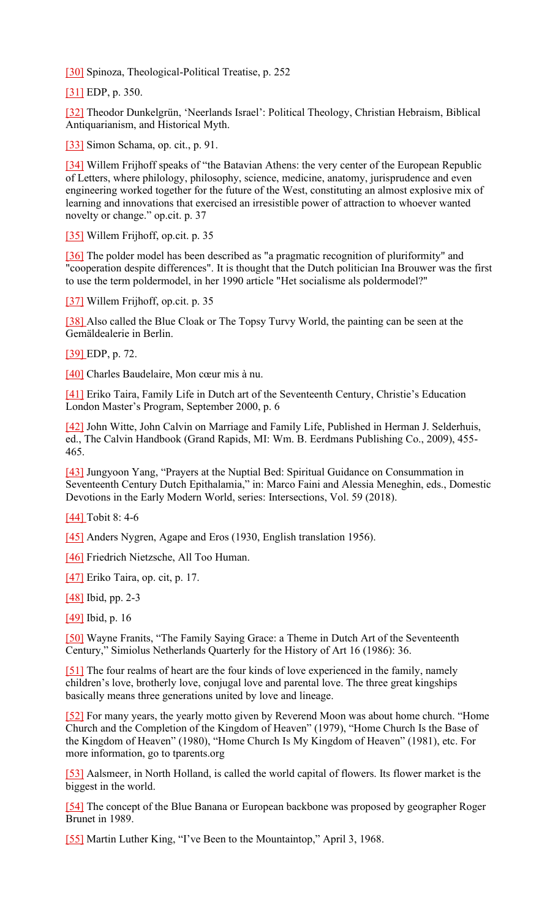[30] Spinoza, Theological-Political Treatise, p. 252

[31] EDP, p. 350.

[32] Theodor Dunkelgrün, 'Neerlands Israel': Political Theology, Christian Hebraism, Biblical Antiquarianism, and Historical Myth.

[33] Simon Schama, op. cit., p. 91.

[34] Willem Frijhoff speaks of "the Batavian Athens: the very center of the European Republic of Letters, where philology, philosophy, science, medicine, anatomy, jurisprudence and even engineering worked together for the future of the West, constituting an almost explosive mix of learning and innovations that exercised an irresistible power of attraction to whoever wanted novelty or change." op.cit. p. 37

[35] Willem Frijhoff, op.cit. p. 35

[36] The polder model has been described as "a pragmatic recognition of pluriformity" and "cooperation despite differences". It is thought that the Dutch politician Ina Brouwer was the first to use the term poldermodel, in her 1990 article "Het socialisme als poldermodel?"

[37] Willem Frijhoff, op.cit. p. 35

[38] Also called the Blue Cloak or The Topsy Turvy World, the painting can be seen at the Gemäldealerie in Berlin.

[39] EDP, p. 72.

[40] Charles Baudelaire, Mon cœur mis à nu.

[41] Eriko Taira, Family Life in Dutch art of the Seventeenth Century, Christie's Education London Master's Program, September 2000, p. 6

[42] John Witte, John Calvin on Marriage and Family Life, Published in Herman J. Selderhuis, ed., The Calvin Handbook (Grand Rapids, MI: Wm. B. Eerdmans Publishing Co., 2009), 455-465.

[43] Jungyoon Yang, "Prayers at the Nuptial Bed: Spiritual Guidance on Consummation in Seventeenth Century Dutch Epithalamia," in: Marco Faini and Alessia Meneghin, eds., Domestic Devotions in the Early Modern World, series: Intersections, Vol. 59 (2018).

[44] Tobit 8: 4-6

[45] Anders Nygren, Agape and Eros (1930, English translation 1956).

[46] Friedrich Nietzsche, All Too Human.

[47] Eriko Taira, op. cit, p. 17.

[48] Ibid, pp. 2-3

[49] Ibid, p. 16

[50] Wayne Franits, "The Family Saying Grace: a Theme in Dutch Art of the Seventeenth Century," Simiolus Netherlands Quarterly for the History of Art 16 (1986): 36.

[51] The four realms of heart are the four kinds of love experienced in the family, namely children's love, brotherly love, conjugal love and parental love. The three great kingships basically means three generations united by love and lineage.

[52] For many years, the yearly motto given by Reverend Moon was about home church. "Home Church and the Completion of the Kingdom of Heaven" (1979), "Home Church Is the Base of the Kingdom of Heaven" (1980), "Home Church Is My Kingdom of Heaven" (1981), etc. For more information, go to tparents.org

[53] Aalsmeer, in North Holland, is called the world capital of flowers. Its flower market is the biggest in the world.

[54] The concept of the Blue Banana or European backbone was proposed by geographer Roger Brunet in 1989.

[55] Martin Luther King, "I've Been to the Mountaintop," April 3, 1968.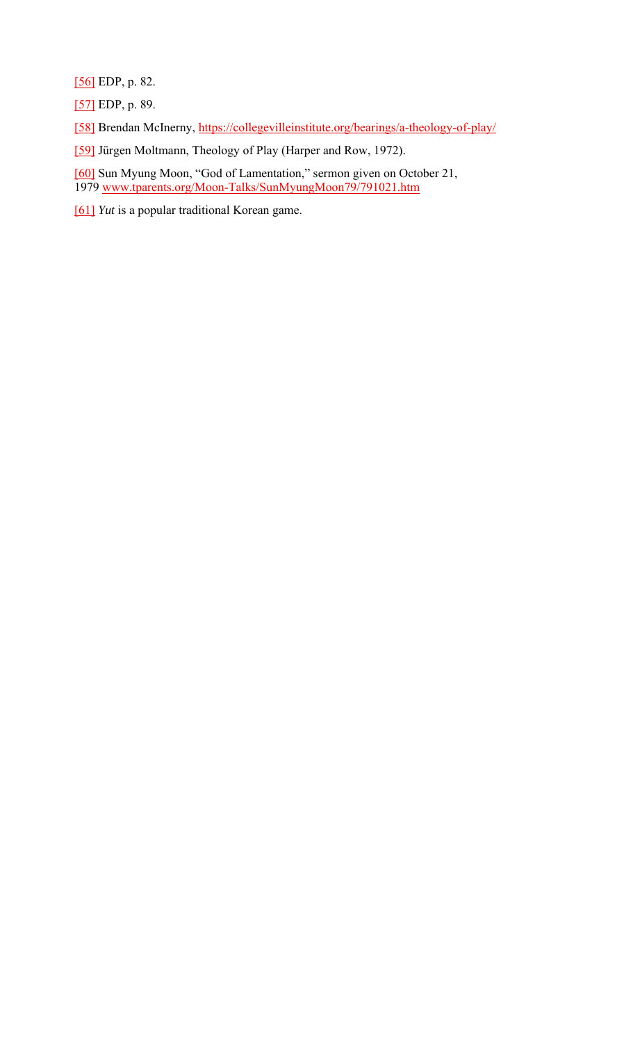[56] EDP, p. 82.

[57] EDP, p. 89.

[58] Brendan McInerny, https://collegevilleinstitute.org/bearings/a-theology-of-play/

[59] Jürgen Moltmann, Theology of Play (Harper and Row, 1972).

[60] Sun Myung Moon, "God of Lamentation," sermon given on October 21, 1979 www.tparents.org/Moon-Talks/SunMyungMoon79/791021.htm

[61] *Yut* is a popular traditional Korean game.